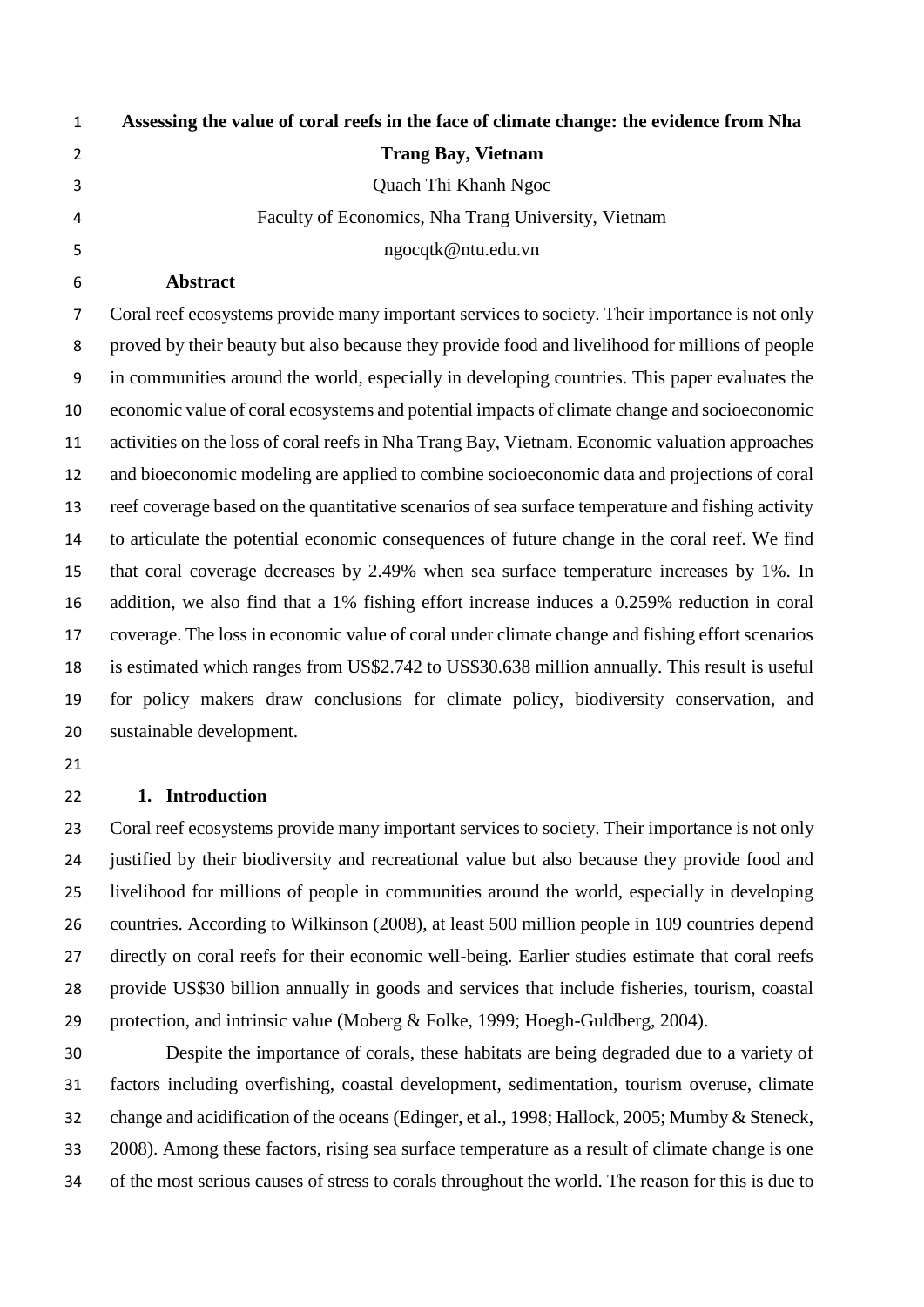# Assessing the value of coral reefs in the face of climate change: the evidence from Nha Trang Bay, Vietnam

Quach Thi Khanh Ngoc

Faculty of Economics, Nha Trang University, Vietnam

ngocqtk@ntu.edu.vn

**Abstract**

Coral reef ecosystems provide many important services to society. Their importance is not only proved by their beauty but also because they provide food and livelihood for millions of people in communities around the world, especially in developing countries. This paper evaluates the economic value of coral ecosystems and potential impacts of climate change and socioeconomic activities on the loss of coral reefs in Nha Trang Bay, Vietnam. Economic valuation approaches and bioeconomic modeling are applied to combine socioeconomic data and projections of coral reef coverage based on the quantitative scenarios of sea surface temperature and fishing activity to articulate the potential economic consequences of future change in the coral reef. We find that coral coverage decreases by 2.49% when sea surface temperature increases by 1%. In addition, we also find that a 1% fishing effort increase induces a 0.259% reduction in coral coverage. The loss in economic value of coral under climate change and fishing effort scenarios is estimated which ranges from US$2.742 to US$30.638 million annually. This result is useful for policy makers draw conclusions for climate policy, biodiversity conservation, and sustainable development.

## 1. Introduction

Coral reef ecosystems provide many important services to society. Their importance is not only justified by their biodiversity and recreational value but also because they provide food and livelihood for millions of people in communities around the world, especially in developing countries. According to Wilkinson (2008), at least 500 million people in 109 countries depend directly on coral reefs for their economic well-being. Earlier studies estimate that coral reefs provide US$30 billion annually in goods and services that include fisheries, tourism, coastal protection, and intrinsic value (Moberg & Folke, 1999; Hoegh-Guldberg, 2004).

Despite the importance of corals, these habitats are being degraded due to a variety of factors including overfishing, coastal development, sedimentation, tourism overuse, climate change and acidification of the oceans (Edinger, et al., 1998; Hallock, 2005; Mumby & Steneck, 2008). Among these factors, rising sea surface temperature as a result of climate change is one of the most serious causes of stress to corals throughout the world. The reason for this is due to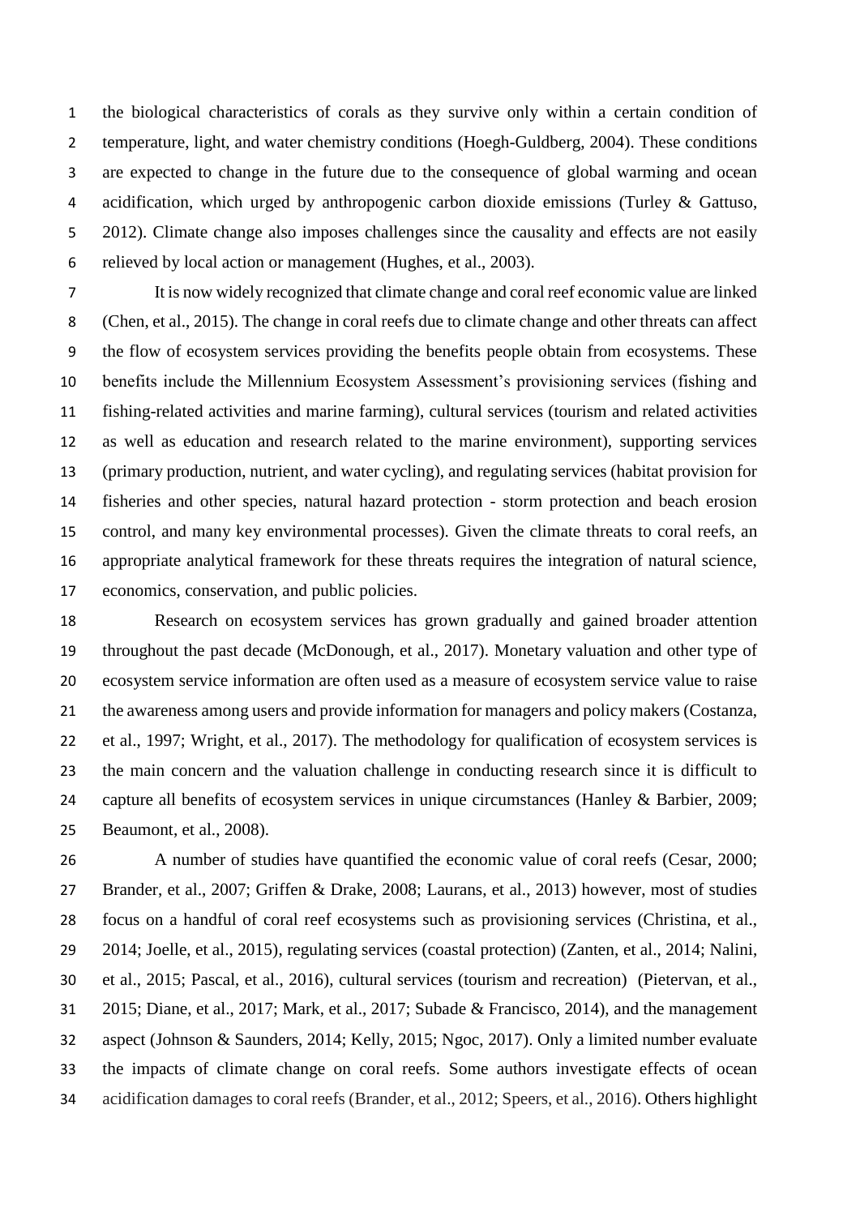the biological characteristics of corals as they survive only within a certain condition of temperature, light, and water chemistry conditions (Hoegh-Guldberg, 2004). These conditions are expected to change in the future due to the consequence of global warming and ocean acidification, which urged by anthropogenic carbon dioxide emissions (Turley & Gattuso, 2012). Climate change also imposes challenges since the causality and effects are not easily relieved by local action or management (Hughes, et al., 2003).

It is now widely recognized that climate change and coral reef economic value are linked (Chen, et al., 2015). The change in coral reefs due to climate change and other threats can affect the flow of ecosystem services providing the benefits people obtain from ecosystems. These benefits include the Millennium Ecosystem Assessment's provisioning services (fishing and fishing-related activities and marine farming), cultural services (tourism and related activities as well as education and research related to the marine environment), supporting services (primary production, nutrient, and water cycling), and regulating services (habitat provision for fisheries and other species, natural hazard protection - storm protection and beach erosion control, and many key environmental processes). Given the climate threats to coral reefs, an appropriate analytical framework for these threats requires the integration of natural science, economics, conservation, and public policies.

Research on ecosystem services has grown gradually and gained broader attention throughout the past decade (McDonough, et al., 2017). Monetary valuation and other type of ecosystem service information are often used as a measure of ecosystem service value to raise the awareness among users and provide information for managers and policy makers (Costanza, et al., 1997; Wright, et al., 2017). The methodology for qualification of ecosystem services is the main concern and the valuation challenge in conducting research since it is difficult to capture all benefits of ecosystem services in unique circumstances (Hanley & Barbier, 2009; Beaumont, et al., 2008).

A number of studies have quantified the economic value of coral reefs (Cesar, 2000; Brander, et al., 2007; Griffen & Drake, 2008; Laurans, et al., 2013) however, most of studies focus on a handful of coral reef ecosystems such as provisioning services (Christina, et al., 2014; Joelle, et al., 2015), regulating services (coastal protection) (Zanten, et al., 2014; Nalini, et al., 2015; Pascal, et al., 2016), cultural services (tourism and recreation) (Pietervan, et al., 2015; Diane, et al., 2017; Mark, et al., 2017; Subade & Francisco, 2014), and the management aspect (Johnson & Saunders, 2014; Kelly, 2015; Ngoc, 2017). Only a limited number evaluate the impacts of climate change on coral reefs. Some authors investigate effects of ocean acidification damages to coral reefs (Brander, et al., 2012; Speers, et al., 2016). Others highlight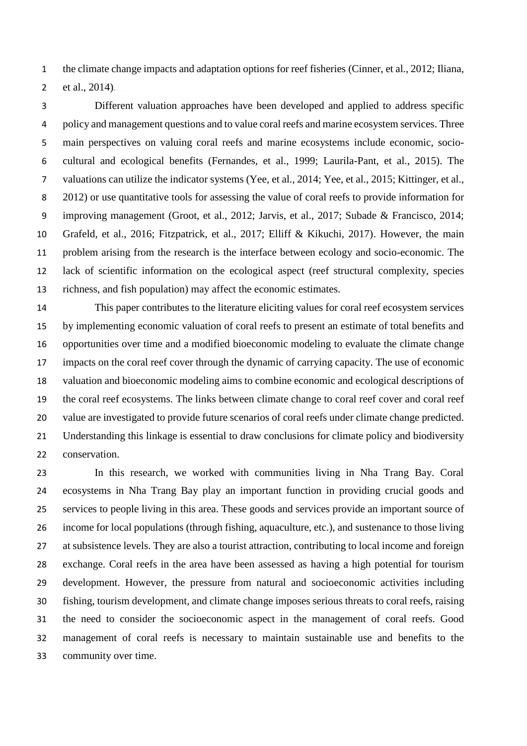the climate change impacts and adaptation options for reef fisheries (Cinner, et al., 2012; Iliana, et al., 2014).

Different valuation approaches have been developed and applied to address specific policy and management questions and to value coral reefs and marine ecosystem services. Three main perspectives on valuing coral reefs and marine ecosystems include economic, socio-cultural and ecological benefits (Fernandes, et al., 1999; Laurila-Pant, et al., 2015). The valuations can utilize the indicator systems (Yee, et al., 2014; Yee, et al., 2015; Kittinger, et al., 2012) or use quantitative tools for assessing the value of coral reefs to provide information for improving management (Groot, et al., 2012; Jarvis, et al., 2017; Subade & Francisco, 2014; Grafeld, et al., 2016; Fitzpatrick, et al., 2017; Elliff & Kikuchi, 2017). However, the main problem arising from the research is the interface between ecology and socio-economic. The lack of scientific information on the ecological aspect (reef structural complexity, species richness, and fish population) may affect the economic estimates.

This paper contributes to the literature eliciting values for coral reef ecosystem services by implementing economic valuation of coral reefs to present an estimate of total benefits and opportunities over time and a modified bioeconomic modeling to evaluate the climate change impacts on the coral reef cover through the dynamic of carrying capacity. The use of economic valuation and bioeconomic modeling aims to combine economic and ecological descriptions of the coral reef ecosystems. The links between climate change to coral reef cover and coral reef value are investigated to provide future scenarios of coral reefs under climate change predicted. Understanding this linkage is essential to draw conclusions for climate policy and biodiversity conservation.

In this research, we worked with communities living in Nha Trang Bay. Coral ecosystems in Nha Trang Bay play an important function in providing crucial goods and services to people living in this area. These goods and services provide an important source of income for local populations (through fishing, aquaculture, etc.), and sustenance to those living at subsistence levels. They are also a tourist attraction, contributing to local income and foreign exchange. Coral reefs in the area have been assessed as having a high potential for tourism development. However, the pressure from natural and socioeconomic activities including fishing, tourism development, and climate change imposes serious threats to coral reefs, raising the need to consider the socioeconomic aspect in the management of coral reefs. Good management of coral reefs is necessary to maintain sustainable use and benefits to the community over time.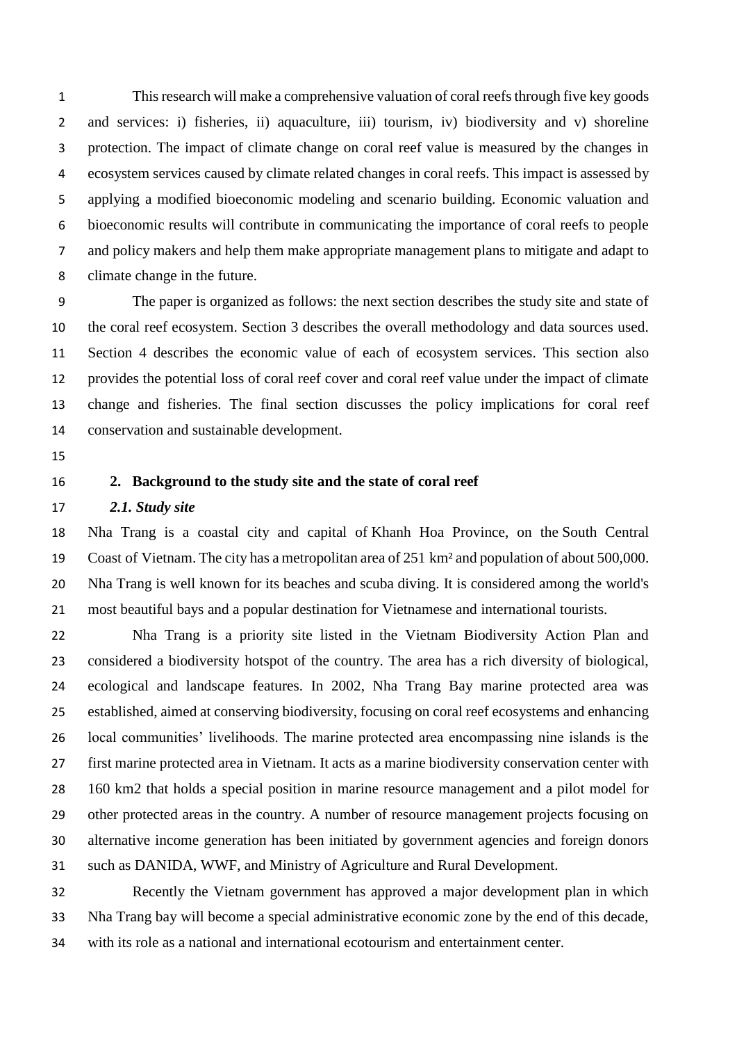This research will make a comprehensive valuation of coral reefs through five key goods and services: i) fisheries, ii) aquaculture, iii) tourism, iv) biodiversity and v) shoreline protection. The impact of climate change on coral reef value is measured by the changes in ecosystem services caused by climate related changes in coral reefs. This impact is assessed by applying a modified bioeconomic modeling and scenario building. Economic valuation and bioeconomic results will contribute in communicating the importance of coral reefs to people and policy makers and help them make appropriate management plans to mitigate and adapt to climate change in the future.

The paper is organized as follows: the next section describes the study site and state of the coral reef ecosystem. Section 3 describes the overall methodology and data sources used. Section 4 describes the economic value of each of ecosystem services. This section also provides the potential loss of coral reef cover and coral reef value under the impact of climate change and fisheries. The final section discusses the policy implications for coral reef conservation and sustainable development.

## 2. Background to the study site and the state of coral reef

### *2.1. Study site*

Nha Trang is a coastal city and capital of Khanh Hoa Province, on the South Central Coast of Vietnam. The city has a metropolitan area of 251 km² and population of about 500,000. Nha Trang is well known for its beaches and scuba diving. It is considered among the world's most beautiful bays and a popular destination for Vietnamese and international tourists.

Nha Trang is a priority site listed in the Vietnam Biodiversity Action Plan and considered a biodiversity hotspot of the country. The area has a rich diversity of biological, ecological and landscape features. In 2002, Nha Trang Bay marine protected area was established, aimed at conserving biodiversity, focusing on coral reef ecosystems and enhancing local communities' livelihoods. The marine protected area encompassing nine islands is the first marine protected area in Vietnam. It acts as a marine biodiversity conservation center with 160 km2 that holds a special position in marine resource management and a pilot model for other protected areas in the country. A number of resource management projects focusing on alternative income generation has been initiated by government agencies and foreign donors such as DANIDA, WWF, and Ministry of Agriculture and Rural Development.

Recently the Vietnam government has approved a major development plan in which Nha Trang bay will become a special administrative economic zone by the end of this decade, with its role as a national and international ecotourism and entertainment center.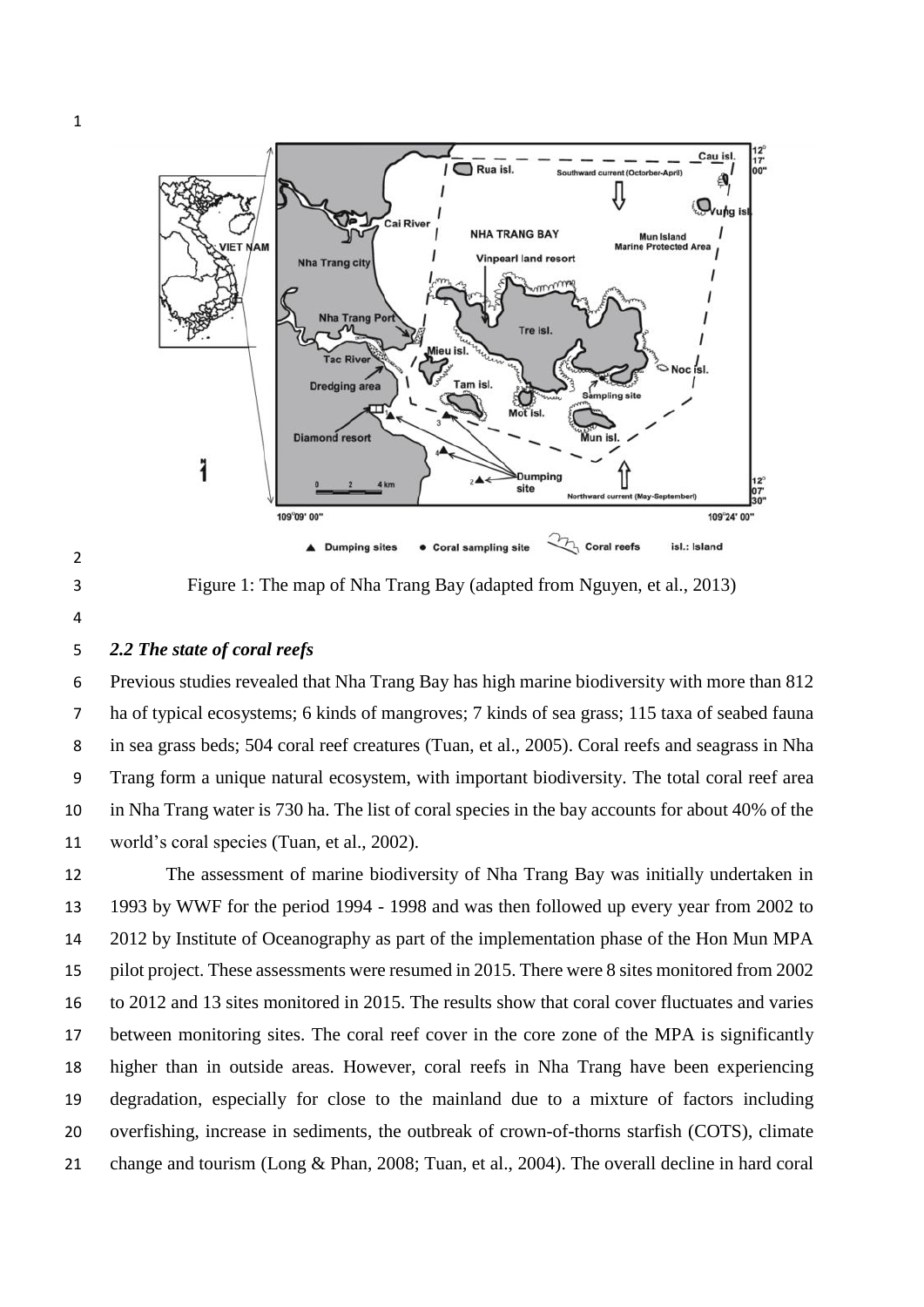Figure 1: The map of Nha Trang Bay (adapted from Nguyen, et al., 2013)

### *2.2 The state of coral reefs*

Previous studies revealed that Nha Trang Bay has high marine biodiversity with more than 812 ha of typical ecosystems; 6 kinds of mangroves; 7 kinds of sea grass; 115 taxa of seabed fauna in sea grass beds; 504 coral reef creatures (Tuan, et al., 2005). Coral reefs and seagrass in Nha Trang form a unique natural ecosystem, with important biodiversity. The total coral reef area in Nha Trang water is 730 ha. The list of coral species in the bay accounts for about 40% of the world's coral species (Tuan, et al., 2002).

The assessment of marine biodiversity of Nha Trang Bay was initially undertaken in 1993 by WWF for the period 1994 - 1998 and was then followed up every year from 2002 to 2012 by Institute of Oceanography as part of the implementation phase of the Hon Mun MPA pilot project. These assessments were resumed in 2015. There were 8 sites monitored from 2002 to 2012 and 13 sites monitored in 2015. The results show that coral cover fluctuates and varies between monitoring sites. The coral reef cover in the core zone of the MPA is significantly higher than in outside areas. However, coral reefs in Nha Trang have been experiencing degradation, especially for close to the mainland due to a mixture of factors including overfishing, increase in sediments, the outbreak of crown-of-thorns starfish (COTS), climate change and tourism (Long & Phan, 2008; Tuan, et al., 2004). The overall decline in hard coral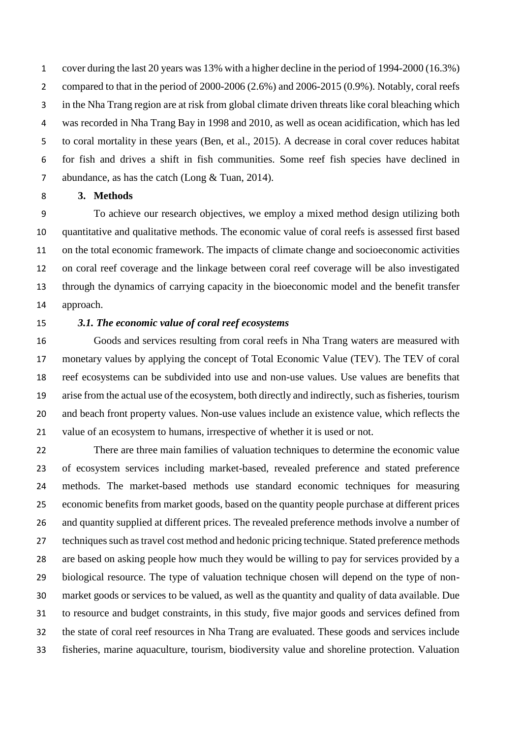cover during the last 20 years was 13% with a higher decline in the period of 1994-2000 (16.3%) compared to that in the period of 2000-2006 (2.6%) and 2006-2015 (0.9%). Notably, coral reefs in the Nha Trang region are at risk from global climate driven threats like coral bleaching which was recorded in Nha Trang Bay in 1998 and 2010, as well as ocean acidification, which has led to coral mortality in these years (Ben, et al., 2015). A decrease in coral cover reduces habitat for fish and drives a shift in fish communities. Some reef fish species have declined in abundance, as has the catch (Long & Tuan, 2014).

## 3. Methods

To achieve our research objectives, we employ a mixed method design utilizing both quantitative and qualitative methods. The economic value of coral reefs is assessed first based on the total economic framework. The impacts of climate change and socioeconomic activities on coral reef coverage and the linkage between coral reef coverage will be also investigated through the dynamics of carrying capacity in the bioeconomic model and the benefit transfer approach.

### *3.1. The economic value of coral reef ecosystems*

Goods and services resulting from coral reefs in Nha Trang waters are measured with monetary values by applying the concept of Total Economic Value (TEV). The TEV of coral reef ecosystems can be subdivided into use and non-use values. Use values are benefits that arise from the actual use of the ecosystem, both directly and indirectly, such as fisheries, tourism and beach front property values. Non-use values include an existence value, which reflects the value of an ecosystem to humans, irrespective of whether it is used or not.

There are three main families of valuation techniques to determine the economic value of ecosystem services including market-based, revealed preference and stated preference methods. The market-based methods use standard economic techniques for measuring economic benefits from market goods, based on the quantity people purchase at different prices and quantity supplied at different prices. The revealed preference methods involve a number of techniques such as travel cost method and hedonic pricing technique. Stated preference methods are based on asking people how much they would be willing to pay for services provided by a biological resource. The type of valuation technique chosen will depend on the type of non-market goods or services to be valued, as well as the quantity and quality of data available. Due to resource and budget constraints, in this study, five major goods and services defined from the state of coral reef resources in Nha Trang are evaluated. These goods and services include fisheries, marine aquaculture, tourism, biodiversity value and shoreline protection. Valuation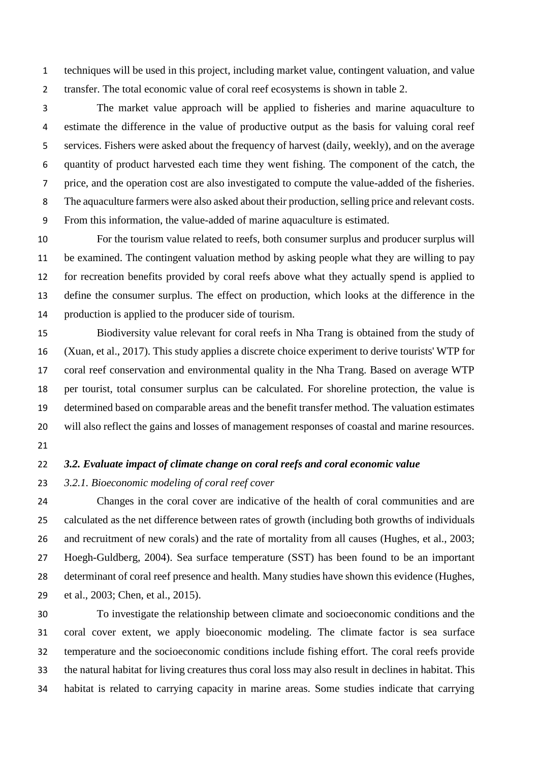techniques will be used in this project, including market value, contingent valuation, and value transfer. The total economic value of coral reef ecosystems is shown in table 2.

The market value approach will be applied to fisheries and marine aquaculture to estimate the difference in the value of productive output as the basis for valuing coral reef services. Fishers were asked about the frequency of harvest (daily, weekly), and on the average quantity of product harvested each time they went fishing. The component of the catch, the price, and the operation cost are also investigated to compute the value-added of the fisheries. The aquaculture farmers were also asked about their production, selling price and relevant costs. From this information, the value-added of marine aquaculture is estimated.

For the tourism value related to reefs, both consumer surplus and producer surplus will be examined. The contingent valuation method by asking people what they are willing to pay for recreation benefits provided by coral reefs above what they actually spend is applied to define the consumer surplus. The effect on production, which looks at the difference in the production is applied to the producer side of tourism.

Biodiversity value relevant for coral reefs in Nha Trang is obtained from the study of (Xuan, et al., 2017). This study applies a discrete choice experiment to derive tourists' WTP for coral reef conservation and environmental quality in the Nha Trang. Based on average WTP per tourist, total consumer surplus can be calculated. For shoreline protection, the value is determined based on comparable areas and the benefit transfer method. The valuation estimates will also reflect the gains and losses of management responses of coastal and marine resources.

### *3.2. Evaluate impact of climate change on coral reefs and coral economic value*

#### *3.2.1. Bioeconomic modeling of coral reef cover*

Changes in the coral cover are indicative of the health of coral communities and are calculated as the net difference between rates of growth (including both growths of individuals and recruitment of new corals) and the rate of mortality from all causes (Hughes, et al., 2003; Hoegh-Guldberg, 2004). Sea surface temperature (SST) has been found to be an important determinant of coral reef presence and health. Many studies have shown this evidence (Hughes, et al., 2003; Chen, et al., 2015).

To investigate the relationship between climate and socioeconomic conditions and the coral cover extent, we apply bioeconomic modeling. The climate factor is sea surface temperature and the socioeconomic conditions include fishing effort. The coral reefs provide the natural habitat for living creatures thus coral loss may also result in declines in habitat. This habitat is related to carrying capacity in marine areas. Some studies indicate that carrying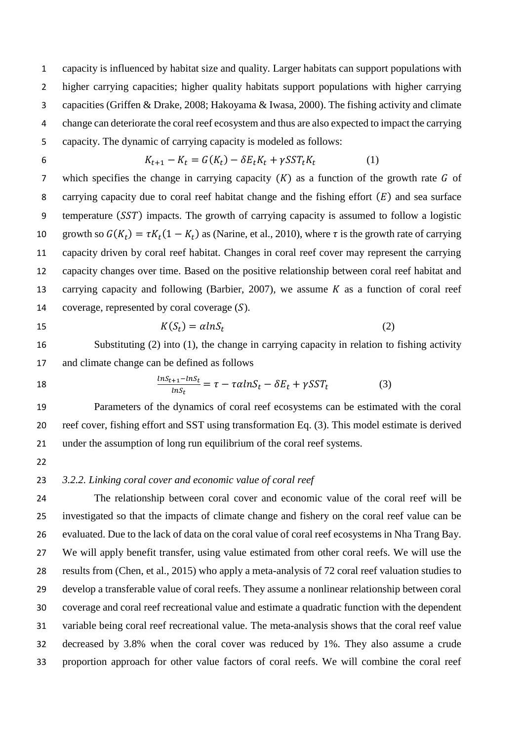capacity is influenced by habitat size and quality. Larger habitats can support populations with higher carrying capacities; higher quality habitats support populations with higher carrying capacities (Griffen & Drake, 2008; Hakoyama & Iwasa, 2000). The fishing activity and climate change can deteriorate the coral reef ecosystem and thus are also expected to impact the carrying capacity. The dynamic of carrying capacity is modeled as follows:

$$K_{t+1} - K_t = G(K_t) - \delta E_t K_t + \gamma SST_t K_t \qquad (1)$$

which specifies the change in carrying capacity ($K$) as a function of the growth rate $G$ of carrying capacity due to coral reef habitat change and the fishing effort ($E$) and sea surface temperature ($SST$) impacts. The growth of carrying capacity is assumed to follow a logistic growth so $G(K_t) = \tau K_t(1 - K_t)$ as (Narine, et al., 2010), where $\tau$ is the growth rate of carrying capacity driven by coral reef habitat. Changes in coral reef cover may represent the carrying capacity changes over time. Based on the positive relationship between coral reef habitat and carrying capacity and following (Barbier, 2007), we assume $K$ as a function of coral reef coverage, represented by coral coverage ($S$).

$$K(S_t) = \alpha ln S_t \qquad (2)$$

Substituting (2) into (1), the change in carrying capacity in relation to fishing activity and climate change can be defined as follows

$$\frac{lnS_{t+1} - lnS_t}{lnS_t} = \tau - \tau\alpha lnS_t - \delta E_t + \gamma SST_t \qquad (3)$$

Parameters of the dynamics of coral reef ecosystems can be estimated with the coral reef cover, fishing effort and SST using transformation Eq. (3). This model estimate is derived under the assumption of long run equilibrium of the coral reef systems.

*3.2.2. Linking coral cover and economic value of coral reef*

The relationship between coral cover and economic value of the coral reef will be investigated so that the impacts of climate change and fishery on the coral reef value can be evaluated. Due to the lack of data on the coral value of coral reef ecosystems in Nha Trang Bay. We will apply benefit transfer, using value estimated from other coral reefs. We will use the results from (Chen, et al., 2015) who apply a meta-analysis of 72 coral reef valuation studies to develop a transferable value of coral reefs. They assume a nonlinear relationship between coral coverage and coral reef recreational value and estimate a quadratic function with the dependent variable being coral reef recreational value. The meta-analysis shows that the coral reef value decreased by 3.8% when the coral cover was reduced by 1%. They also assume a crude proportion approach for other value factors of coral reefs. We will combine the coral reef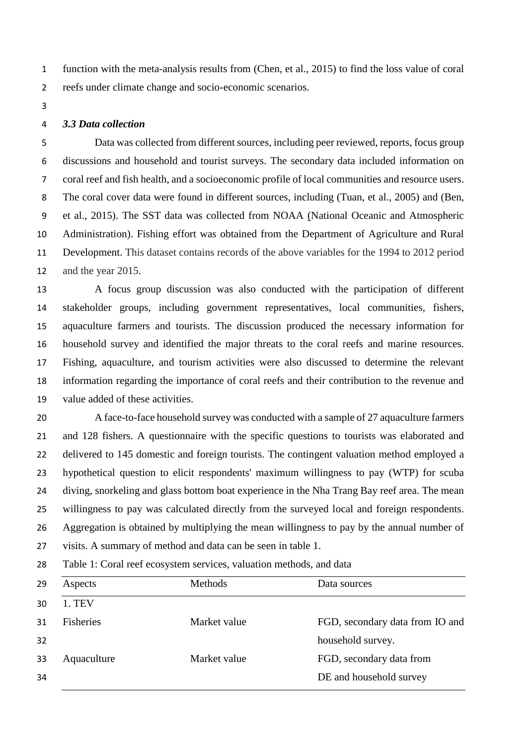function with the meta-analysis results from (Chen, et al., 2015) to find the loss value of coral reefs under climate change and socio-economic scenarios.

### *3.3 Data collection*

Data was collected from different sources, including peer reviewed, reports, focus group discussions and household and tourist surveys. The secondary data included information on coral reef and fish health, and a socioeconomic profile of local communities and resource users. The coral cover data were found in different sources, including (Tuan, et al., 2005) and (Ben, et al., 2015). The SST data was collected from NOAA (National Oceanic and Atmospheric Administration). Fishing effort was obtained from the Department of Agriculture and Rural Development. This dataset contains records of the above variables for the 1994 to 2012 period and the year 2015.

A focus group discussion was also conducted with the participation of different stakeholder groups, including government representatives, local communities, fishers, aquaculture farmers and tourists. The discussion produced the necessary information for household survey and identified the major threats to the coral reefs and marine resources. Fishing, aquaculture, and tourism activities were also discussed to determine the relevant information regarding the importance of coral reefs and their contribution to the revenue and value added of these activities.

A face-to-face household survey was conducted with a sample of 27 aquaculture farmers and 128 fishers. A questionnaire with the specific questions to tourists was elaborated and delivered to 145 domestic and foreign tourists. The contingent valuation method employed a hypothetical question to elicit respondents' maximum willingness to pay (WTP) for scuba diving, snorkeling and glass bottom boat experience in the Nha Trang Bay reef area. The mean willingness to pay was calculated directly from the surveyed local and foreign respondents. Aggregation is obtained by multiplying the mean willingness to pay by the annual number of visits. A summary of method and data can be seen in table 1.

Table 1: Coral reef ecosystem services, valuation methods, and data

| Aspects | Methods | Data sources |
|---|---|---|
| 1. TEV | | |
| Fisheries | Market value | FGD, secondary data from IO and household survey. |
| Aquaculture | Market value | FGD, secondary data from DE and household survey |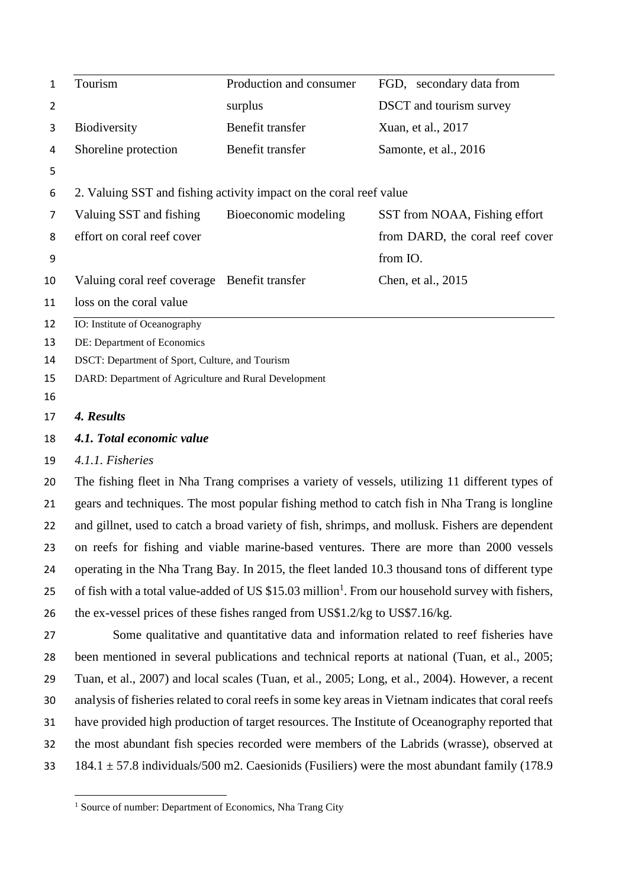| | | |
|---|---|---|
| Tourism | Production and consumer surplus | FGD, secondary data from DSCT and tourism survey |
| Biodiversity | Benefit transfer | Xuan, et al., 2017 |
| Shoreline protection | Benefit transfer | Samonte, et al., 2016 |
| 2. Valuing SST and fishing activity impact on the coral reef value | | |
| Valuing SST and fishing effort on coral reef cover | Bioeconomic modeling | SST from NOAA, Fishing effort from DARD, the coral reef cover from IO. |
| Valuing coral reef coverage loss on the coral value | Benefit transfer | Chen, et al., 2015 |

IO: Institute of Oceanography
DE: Department of Economics
DSCT: Department of Sport, Culture, and Tourism
DARD: Department of Agriculture and Rural Development

## *4. Results*

### *4.1. Total economic value*

#### *4.1.1. Fisheries*

The fishing fleet in Nha Trang comprises a variety of vessels, utilizing 11 different types of gears and techniques. The most popular fishing method to catch fish in Nha Trang is longline and gillnet, used to catch a broad variety of fish, shrimps, and mollusk. Fishers are dependent on reefs for fishing and viable marine-based ventures. There are more than 2000 vessels operating in the Nha Trang Bay. In 2015, the fleet landed 10.3 thousand tons of different type of fish with a total value-added of US $15.03 million[1]. From our household survey with fishers, the ex-vessel prices of these fishes ranged from US$1.2/kg to US$7.16/kg.

Some qualitative and quantitative data and information related to reef fisheries have been mentioned in several publications and technical reports at national (Tuan, et al., 2005; Tuan, et al., 2007) and local scales (Tuan, et al., 2005; Long, et al., 2004). However, a recent analysis of fisheries related to coral reefs in some key areas in Vietnam indicates that coral reefs have provided high production of target resources. The Institute of Oceanography reported that the most abundant fish species recorded were members of the Labrids (wrasse), observed at 184.1 ± 57.8 individuals/500 m2. Caesionids (Fusiliers) were the most abundant family (178.9

[1] Source of number: Department of Economics, Nha Trang City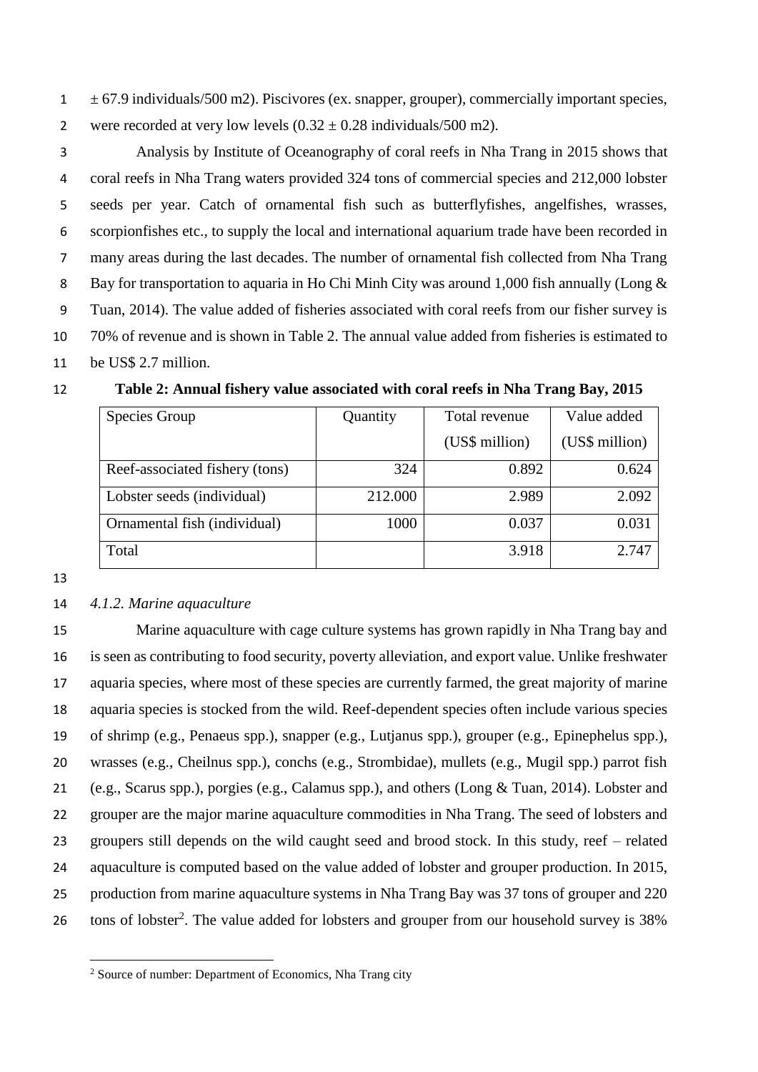± 67.9 individuals/500 m2). Piscivores (ex. snapper, grouper), commercially important species, were recorded at very low levels (0.32 ± 0.28 individuals/500 m2).

Analysis by Institute of Oceanography of coral reefs in Nha Trang in 2015 shows that coral reefs in Nha Trang waters provided 324 tons of commercial species and 212,000 lobster seeds per year. Catch of ornamental fish such as butterflyfishes, angelfishes, wrasses, scorpionfishes etc., to supply the local and international aquarium trade have been recorded in many areas during the last decades. The number of ornamental fish collected from Nha Trang Bay for transportation to aquaria in Ho Chi Minh City was around 1,000 fish annually (Long & Tuan, 2014). The value added of fisheries associated with coral reefs from our fisher survey is 70% of revenue and is shown in Table 2. The annual value added from fisheries is estimated to be US$ 2.7 million.

**Table 2: Annual fishery value associated with coral reefs in Nha Trang Bay, 2015**

| Species Group | Quantity | Total revenue (US$ million) | Value added (US$ million) |
|---|---|---|---|
| Reef-associated fishery (tons) | 324 | 0.892 | 0.624 |
| Lobster seeds (individual) | 212.000 | 2.989 | 2.092 |
| Ornamental fish (individual) | 1000 | 0.037 | 0.031 |
| Total | | 3.918 | 2.747 |

*4.1.2. Marine aquaculture*

Marine aquaculture with cage culture systems has grown rapidly in Nha Trang bay and is seen as contributing to food security, poverty alleviation, and export value. Unlike freshwater aquaria species, where most of these species are currently farmed, the great majority of marine aquaria species is stocked from the wild. Reef-dependent species often include various species of shrimp (e.g., Penaeus spp.), snapper (e.g., Lutjanus spp.), grouper (e.g., Epinephelus spp.), wrasses (e.g., Cheilnus spp.), conchs (e.g., Strombidae), mullets (e.g., Mugil spp.) parrot fish (e.g., Scarus spp.), porgies (e.g., Calamus spp.), and others (Long & Tuan, 2014). Lobster and grouper are the major marine aquaculture commodities in Nha Trang. The seed of lobsters and groupers still depends on the wild caught seed and brood stock. In this study, reef – related aquaculture is computed based on the value added of lobster and grouper production. In 2015, production from marine aquaculture systems in Nha Trang Bay was 37 tons of grouper and 220 tons of lobster[2]. The value added for lobsters and grouper from our household survey is 38%

[2] Source of number: Department of Economics, Nha Trang city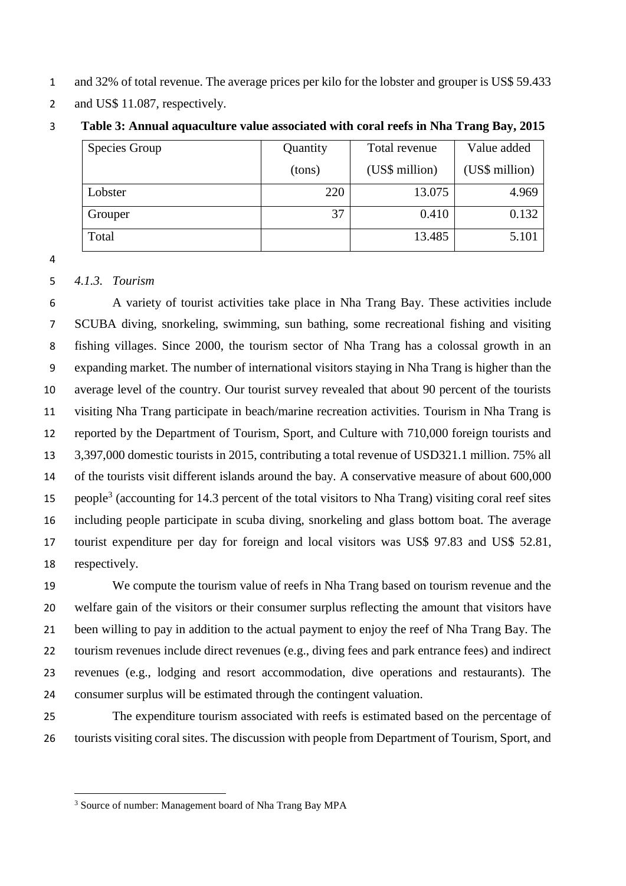and 32% of total revenue. The average prices per kilo for the lobster and grouper is US$ 59.433 and US$ 11.087, respectively.

**Table 3: Annual aquaculture value associated with coral reefs in Nha Trang Bay, 2015**

| Species Group | Quantity (tons) | Total revenue (US$ million) | Value added (US$ million) |
|---|---|---|---|
| Lobster | 220 | 13.075 | 4.969 |
| Grouper | 37 | 0.410 | 0.132 |
| Total | | 13.485 | 5.101 |

### *4.1.3. Tourism*

A variety of tourist activities take place in Nha Trang Bay. These activities include SCUBA diving, snorkeling, swimming, sun bathing, some recreational fishing and visiting fishing villages. Since 2000, the tourism sector of Nha Trang has a colossal growth in an expanding market. The number of international visitors staying in Nha Trang is higher than the average level of the country. Our tourist survey revealed that about 90 percent of the tourists visiting Nha Trang participate in beach/marine recreation activities. Tourism in Nha Trang is reported by the Department of Tourism, Sport, and Culture with 710,000 foreign tourists and 3,397,000 domestic tourists in 2015, contributing a total revenue of USD321.1 million. 75% all of the tourists visit different islands around the bay. A conservative measure of about 600,000 people[3] (accounting for 14.3 percent of the total visitors to Nha Trang) visiting coral reef sites including people participate in scuba diving, snorkeling and glass bottom boat. The average tourist expenditure per day for foreign and local visitors was US$ 97.83 and US$ 52.81, respectively.

We compute the tourism value of reefs in Nha Trang based on tourism revenue and the welfare gain of the visitors or their consumer surplus reflecting the amount that visitors have been willing to pay in addition to the actual payment to enjoy the reef of Nha Trang Bay. The tourism revenues include direct revenues (e.g., diving fees and park entrance fees) and indirect revenues (e.g., lodging and resort accommodation, dive operations and restaurants). The consumer surplus will be estimated through the contingent valuation.

The expenditure tourism associated with reefs is estimated based on the percentage of tourists visiting coral sites. The discussion with people from Department of Tourism, Sport, and

[3] Source of number: Management board of Nha Trang Bay MPA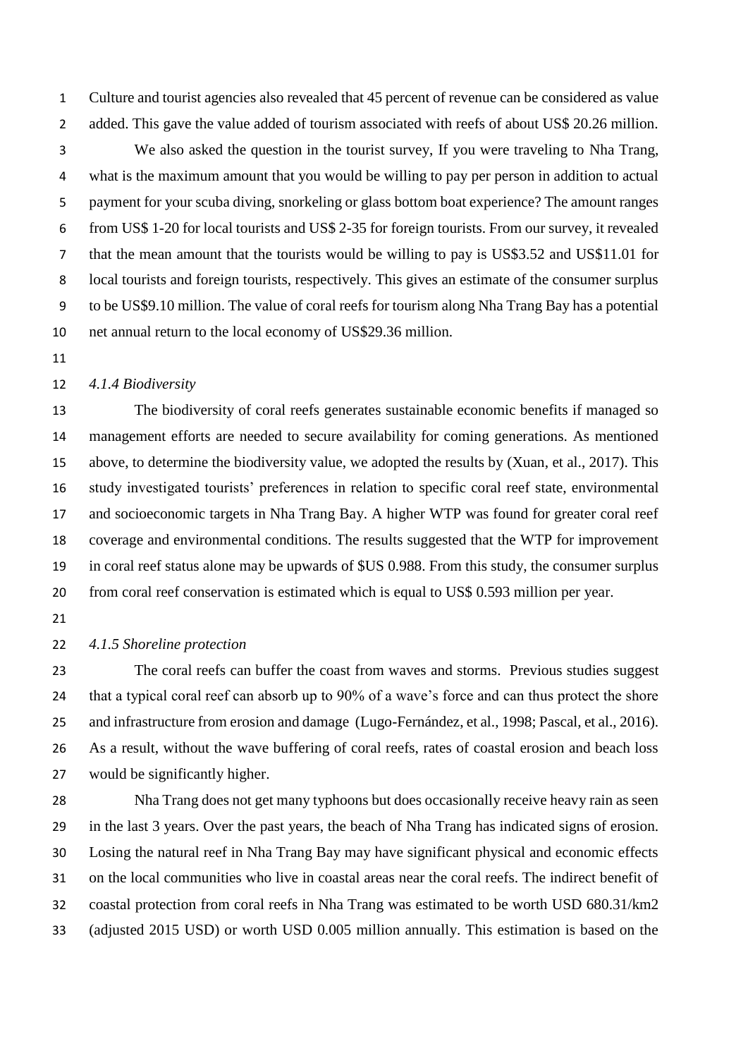Culture and tourist agencies also revealed that 45 percent of revenue can be considered as value added. This gave the value added of tourism associated with reefs of about US$ 20.26 million.

We also asked the question in the tourist survey, If you were traveling to Nha Trang, what is the maximum amount that you would be willing to pay per person in addition to actual payment for your scuba diving, snorkeling or glass bottom boat experience? The amount ranges from US$ 1-20 for local tourists and US$ 2-35 for foreign tourists. From our survey, it revealed that the mean amount that the tourists would be willing to pay is US$3.52 and US$11.01 for local tourists and foreign tourists, respectively. This gives an estimate of the consumer surplus to be US$9.10 million. The value of coral reefs for tourism along Nha Trang Bay has a potential net annual return to the local economy of US$29.36 million.

*4.1.4 Biodiversity*

The biodiversity of coral reefs generates sustainable economic benefits if managed so management efforts are needed to secure availability for coming generations. As mentioned above, to determine the biodiversity value, we adopted the results by (Xuan, et al., 2017). This study investigated tourists' preferences in relation to specific coral reef state, environmental and socioeconomic targets in Nha Trang Bay. A higher WTP was found for greater coral reef coverage and environmental conditions. The results suggested that the WTP for improvement in coral reef status alone may be upwards of $US 0.988. From this study, the consumer surplus from coral reef conservation is estimated which is equal to US$ 0.593 million per year.

*4.1.5 Shoreline protection*

The coral reefs can buffer the coast from waves and storms. Previous studies suggest that a typical coral reef can absorb up to 90% of a wave's force and can thus protect the shore and infrastructure from erosion and damage (Lugo-Fernández, et al., 1998; Pascal, et al., 2016). As a result, without the wave buffering of coral reefs, rates of coastal erosion and beach loss would be significantly higher.

Nha Trang does not get many typhoons but does occasionally receive heavy rain as seen in the last 3 years. Over the past years, the beach of Nha Trang has indicated signs of erosion. Losing the natural reef in Nha Trang Bay may have significant physical and economic effects on the local communities who live in coastal areas near the coral reefs. The indirect benefit of coastal protection from coral reefs in Nha Trang was estimated to be worth USD 680.31/km2 (adjusted 2015 USD) or worth USD 0.005 million annually. This estimation is based on the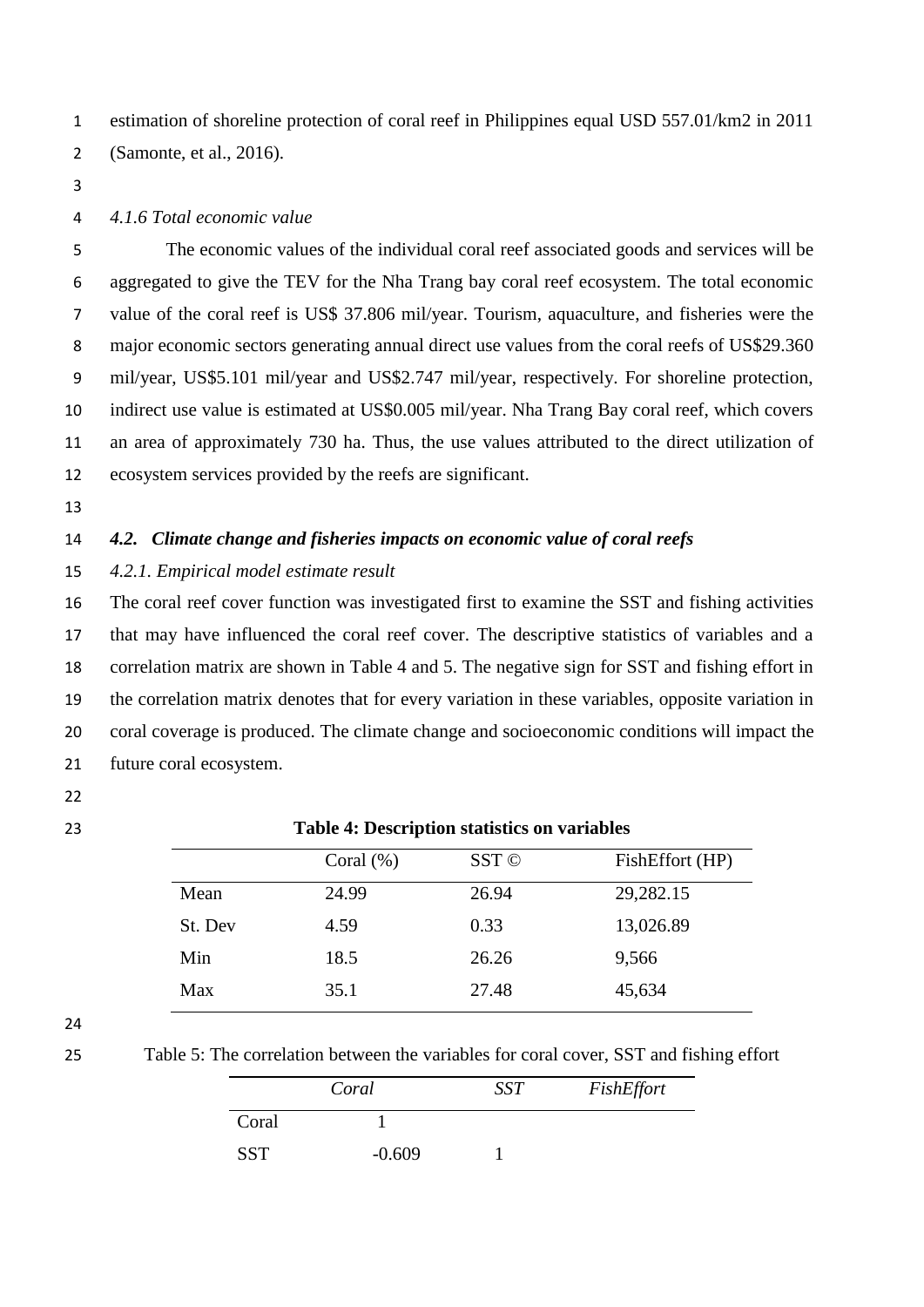estimation of shoreline protection of coral reef in Philippines equal USD 557.01/km2 in 2011 (Samonte, et al., 2016).

### *4.1.6 Total economic value*

The economic values of the individual coral reef associated goods and services will be aggregated to give the TEV for the Nha Trang bay coral reef ecosystem. The total economic value of the coral reef is US$ 37.806 mil/year. Tourism, aquaculture, and fisheries were the major economic sectors generating annual direct use values from the coral reefs of US$29.360 mil/year, US$5.101 mil/year and US$2.747 mil/year, respectively. For shoreline protection, indirect use value is estimated at US$0.005 mil/year. Nha Trang Bay coral reef, which covers an area of approximately 730 ha. Thus, the use values attributed to the direct utilization of ecosystem services provided by the reefs are significant.

## ***4.2. Climate change and fisheries impacts on economic value of coral reefs***

### *4.2.1. Empirical model estimate result*

The coral reef cover function was investigated first to examine the SST and fishing activities that may have influenced the coral reef cover. The descriptive statistics of variables and a correlation matrix are shown in Table 4 and 5. The negative sign for SST and fishing effort in the correlation matrix denotes that for every variation in these variables, opposite variation in coral coverage is produced. The climate change and socioeconomic conditions will impact the future coral ecosystem.

**Table 4: Description statistics on variables**

| | Coral (%) | SST © | FishEffort (HP) |
|---|---|---|---|
| Mean | 24.99 | 26.94 | 29,282.15 |
| St. Dev | 4.59 | 0.33 | 13,026.89 |
| Min | 18.5 | 26.26 | 9,566 |
| Max | 35.1 | 27.48 | 45,634 |

Table 5: The correlation between the variables for coral cover, SST and fishing effort

| | *Coral* | *SST* | *FishEffort* |
|---|---|---|---|
| Coral | 1 | | |
| SST | -0.609 | 1 | |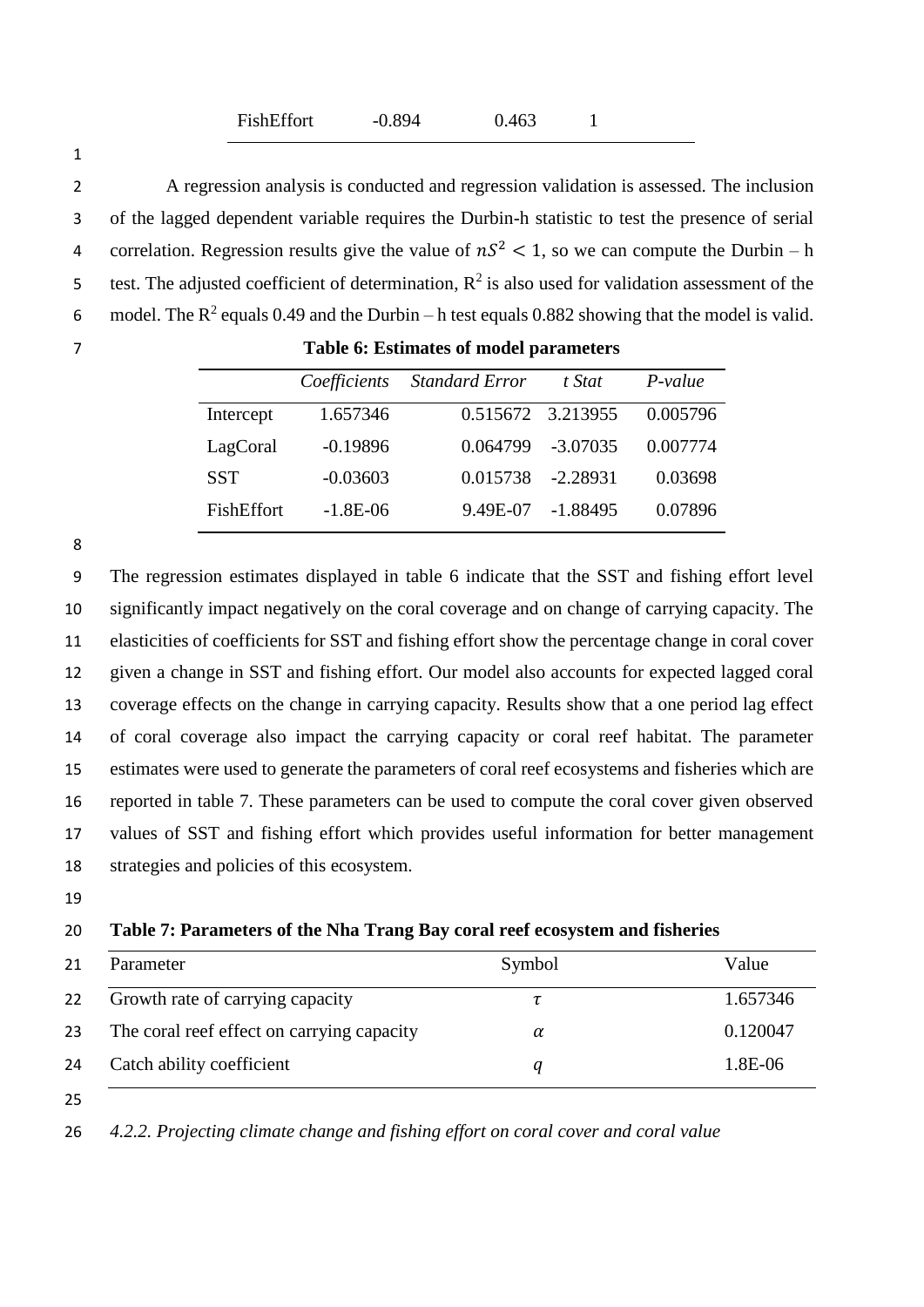| FishEffort | -0.894 | 0.463 | 1 |
|---|---|---|---|

A regression analysis is conducted and regression validation is assessed. The inclusion of the lagged dependent variable requires the Durbin-h statistic to test the presence of serial correlation. Regression results give the value of $nS^2 < 1$, so we can compute the Durbin – h test. The adjusted coefficient of determination, $R^2$ is also used for validation assessment of the model. The $R^2$ equals 0.49 and the Durbin – h test equals 0.882 showing that the model is valid.

**Table 6: Estimates of model parameters**

| | *Coefficients* | *Standard Error* | *t Stat* | *P-value* |
|---|---|---|---|---|
| Intercept | 1.657346 | 0.515672 | 3.213955 | 0.005796 |
| LagCoral | -0.19896 | 0.064799 | -3.07035 | 0.007774 |
| SST | -0.03603 | 0.015738 | -2.28931 | 0.03698 |
| FishEffort | -1.8E-06 | 9.49E-07 | -1.88495 | 0.07896 |

The regression estimates displayed in table 6 indicate that the SST and fishing effort level significantly impact negatively on the coral coverage and on change of carrying capacity. The elasticities of coefficients for SST and fishing effort show the percentage change in coral cover given a change in SST and fishing effort. Our model also accounts for expected lagged coral coverage effects on the change in carrying capacity. Results show that a one period lag effect of coral coverage also impact the carrying capacity or coral reef habitat. The parameter estimates were used to generate the parameters of coral reef ecosystems and fisheries which are reported in table 7. These parameters can be used to compute the coral cover given observed values of SST and fishing effort which provides useful information for better management strategies and policies of this ecosystem.

**Table 7: Parameters of the Nha Trang Bay coral reef ecosystem and fisheries**

| Parameter | Symbol | Value |
|---|---|---|
| Growth rate of carrying capacity | $\tau$ | 1.657346 |
| The coral reef effect on carrying capacity | $\alpha$ | 0.120047 |
| Catch ability coefficient | $q$ | 1.8E-06 |

*4.2.2. Projecting climate change and fishing effort on coral cover and coral value*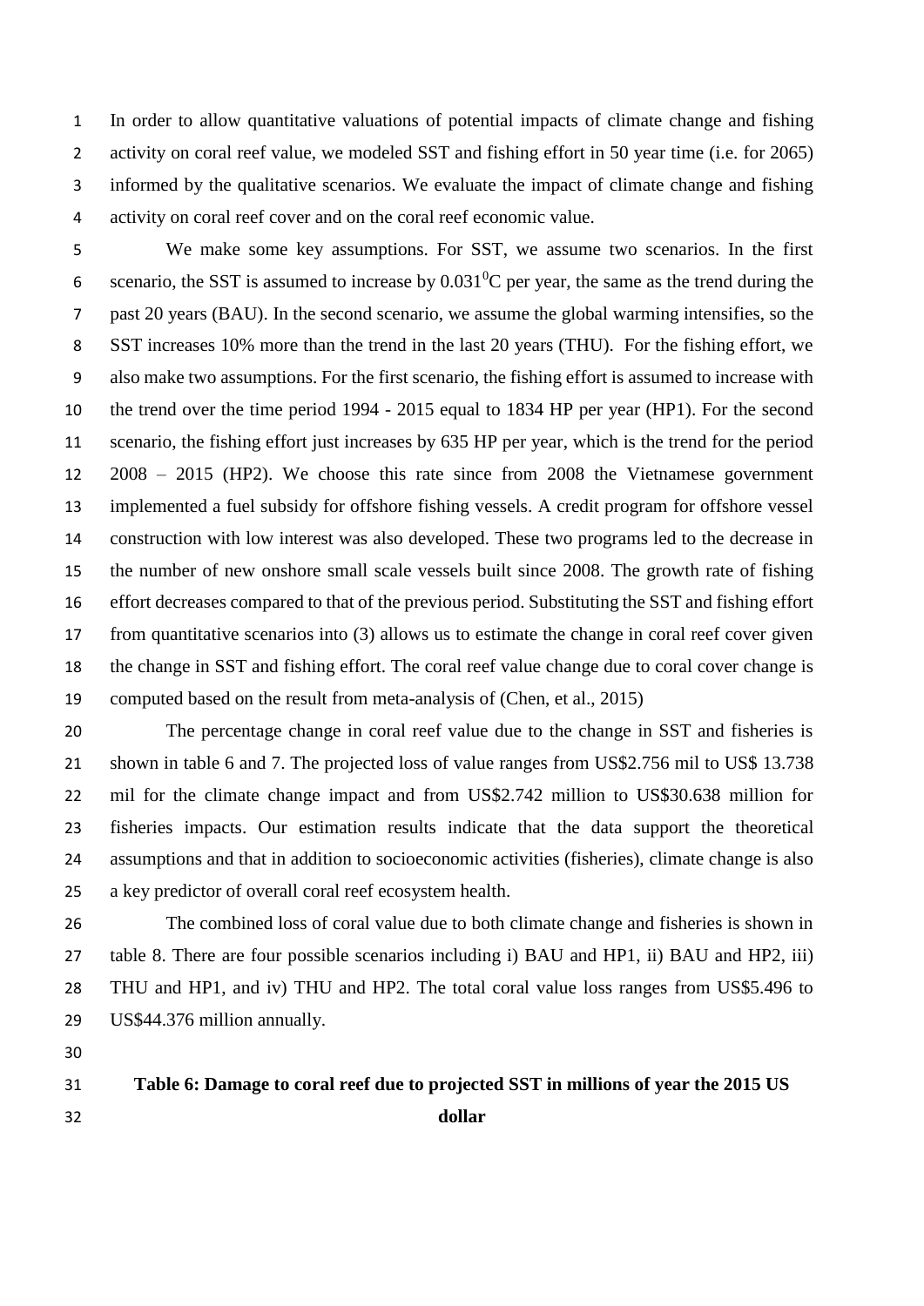In order to allow quantitative valuations of potential impacts of climate change and fishing activity on coral reef value, we modeled SST and fishing effort in 50 year time (i.e. for 2065) informed by the qualitative scenarios. We evaluate the impact of climate change and fishing activity on coral reef cover and on the coral reef economic value.

We make some key assumptions. For SST, we assume two scenarios. In the first scenario, the SST is assumed to increase by $0.031^0$C per year, the same as the trend during the past 20 years (BAU). In the second scenario, we assume the global warming intensifies, so the SST increases 10% more than the trend in the last 20 years (THU). For the fishing effort, we also make two assumptions. For the first scenario, the fishing effort is assumed to increase with the trend over the time period 1994 - 2015 equal to 1834 HP per year (HP1). For the second scenario, the fishing effort just increases by 635 HP per year, which is the trend for the period 2008 – 2015 (HP2). We choose this rate since from 2008 the Vietnamese government implemented a fuel subsidy for offshore fishing vessels. A credit program for offshore vessel construction with low interest was also developed. These two programs led to the decrease in the number of new onshore small scale vessels built since 2008. The growth rate of fishing effort decreases compared to that of the previous period. Substituting the SST and fishing effort from quantitative scenarios into (3) allows us to estimate the change in coral reef cover given the change in SST and fishing effort. The coral reef value change due to coral cover change is computed based on the result from meta-analysis of (Chen, et al., 2015)

The percentage change in coral reef value due to the change in SST and fisheries is shown in table 6 and 7. The projected loss of value ranges from US$2.756 mil to US$ 13.738 mil for the climate change impact and from US$2.742 million to US$30.638 million for fisheries impacts. Our estimation results indicate that the data support the theoretical assumptions and that in addition to socioeconomic activities (fisheries), climate change is also a key predictor of overall coral reef ecosystem health.

The combined loss of coral value due to both climate change and fisheries is shown in table 8. There are four possible scenarios including i) BAU and HP1, ii) BAU and HP2, iii) THU and HP1, and iv) THU and HP2. The total coral value loss ranges from US$5.496 to US$44.376 million annually.

**Table 6: Damage to coral reef due to projected SST in millions of year the 2015 US dollar**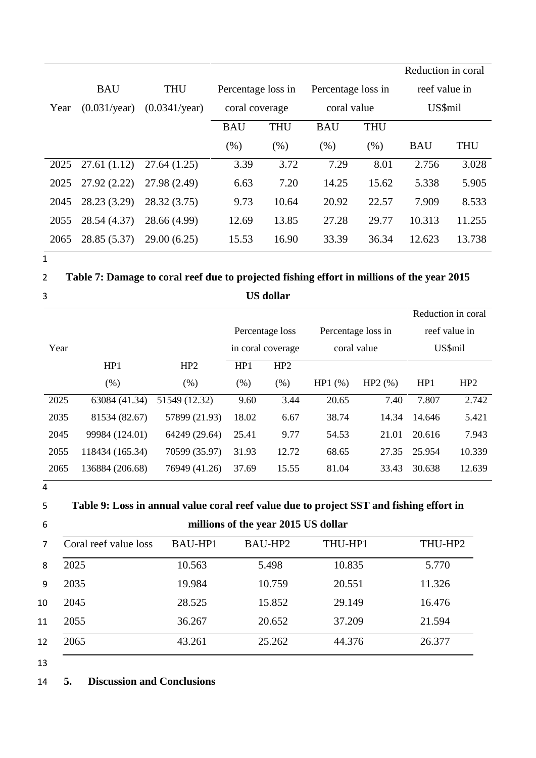| Year | BAU (0.031/year) | THU (0.0341/year) | Percentage loss in coral coverage | | Percentage loss in coral value | | Reduction in coral reef value in US$mil | |
|---|---|---|---|---|---|---|---|---|
| | | | BAU (%) | THU (%) | BAU (%) | THU (%) | BAU | THU |
| 2025 | 27.61 (1.12) | 27.64 (1.25) | 3.39 | 3.72 | 7.29 | 8.01 | 2.756 | 3.028 |
| 2025 | 27.92 (2.22) | 27.98 (2.49) | 6.63 | 7.20 | 14.25 | 15.62 | 5.338 | 5.905 |
| 2045 | 28.23 (3.29) | 28.32 (3.75) | 9.73 | 10.64 | 20.92 | 22.57 | 7.909 | 8.533 |
| 2055 | 28.54 (4.37) | 28.66 (4.99) | 12.69 | 13.85 | 27.28 | 29.77 | 10.313 | 11.255 |
| 2065 | 28.85 (5.37) | 29.00 (6.25) | 15.53 | 16.90 | 33.39 | 36.34 | 12.623 | 13.738 |

**Table 7: Damage to coral reef due to projected fishing effort in millions of the year 2015 US dollar**

| Year | HP1 (%) | HP2 (%) | Percentage loss in coral coverage | | Percentage loss in coral value | | Reduction in coral reef value in US$mil | |
|---|---|---|---|---|---|---|---|---|
| | | | HP1 (%) | HP2 (%) | HP1 (%) | HP2 (%) | HP1 | HP2 |
| 2025 | 63084 (41.34) | 51549 (12.32) | 9.60 | 3.44 | 20.65 | 7.40 | 7.807 | 2.742 |
| 2035 | 81534 (82.67) | 57899 (21.93) | 18.02 | 6.67 | 38.74 | 14.34 | 14.646 | 5.421 |
| 2045 | 99984 (124.01) | 64249 (29.64) | 25.41 | 9.77 | 54.53 | 21.01 | 20.616 | 7.943 |
| 2055 | 118434 (165.34) | 70599 (35.97) | 31.93 | 12.72 | 68.65 | 27.35 | 25.954 | 10.339 |
| 2065 | 136884 (206.68) | 76949 (41.26) | 37.69 | 15.55 | 81.04 | 33.43 | 30.638 | 12.639 |

**Table 9: Loss in annual value coral reef value due to project SST and fishing effort in millions of the year 2015 US dollar**

| Coral reef value loss | BAU-HP1 | BAU-HP2 | THU-HP1 | THU-HP2 |
|---|---|---|---|---|
| 2025 | 10.563 | 5.498 | 10.835 | 5.770 |
| 2035 | 19.984 | 10.759 | 20.551 | 11.326 |
| 2045 | 28.525 | 15.852 | 29.149 | 16.476 |
| 2055 | 36.267 | 20.652 | 37.209 | 21.594 |
| 2065 | 43.261 | 25.262 | 44.376 | 26.377 |

## 5. Discussion and Conclusions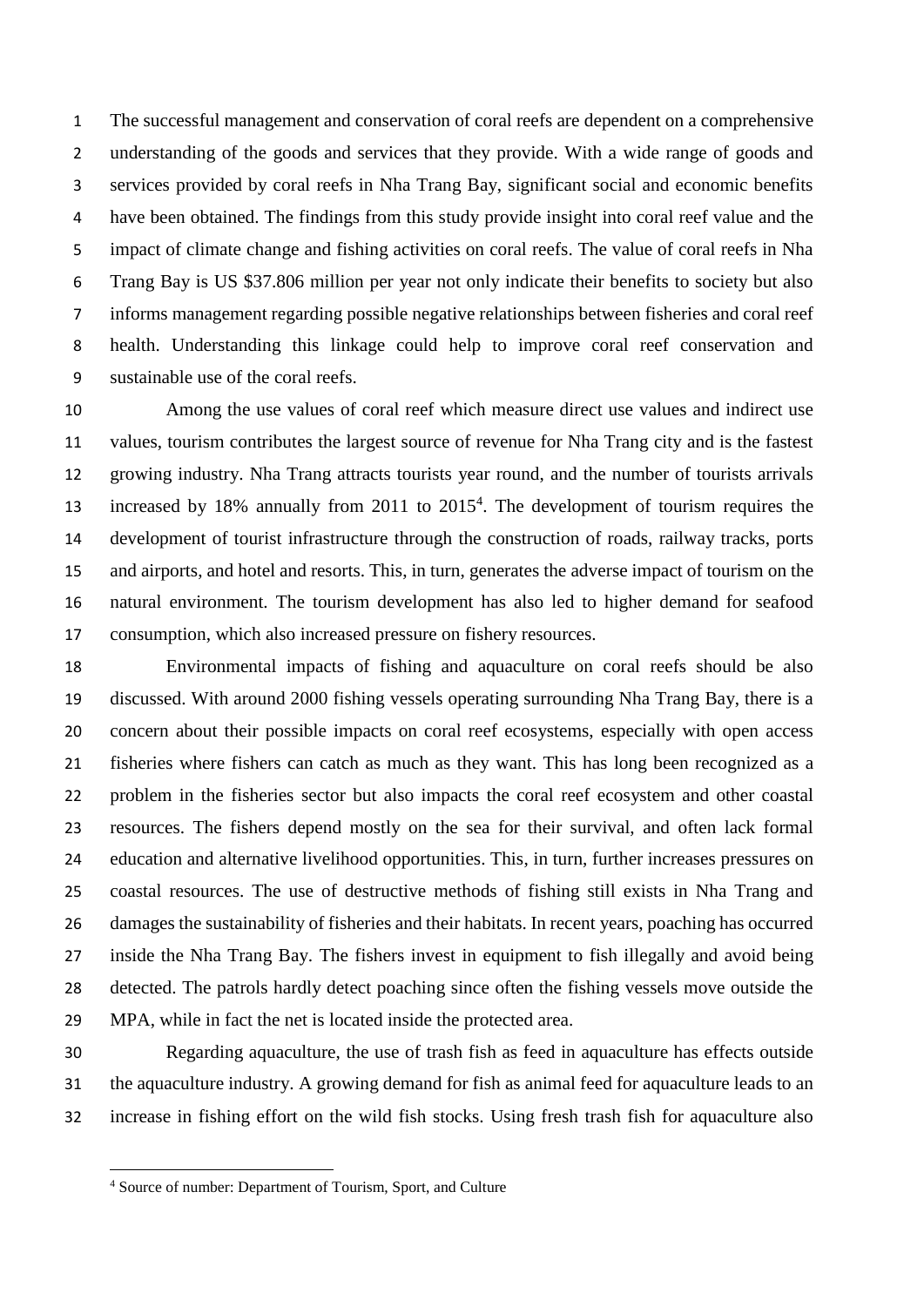The successful management and conservation of coral reefs are dependent on a comprehensive understanding of the goods and services that they provide. With a wide range of goods and services provided by coral reefs in Nha Trang Bay, significant social and economic benefits have been obtained. The findings from this study provide insight into coral reef value and the impact of climate change and fishing activities on coral reefs. The value of coral reefs in Nha Trang Bay is US $37.806 million per year not only indicate their benefits to society but also informs management regarding possible negative relationships between fisheries and coral reef health. Understanding this linkage could help to improve coral reef conservation and sustainable use of the coral reefs.

Among the use values of coral reef which measure direct use values and indirect use values, tourism contributes the largest source of revenue for Nha Trang city and is the fastest growing industry. Nha Trang attracts tourists year round, and the number of tourists arrivals increased by 18% annually from 2011 to 2015[4]. The development of tourism requires the development of tourist infrastructure through the construction of roads, railway tracks, ports and airports, and hotel and resorts. This, in turn, generates the adverse impact of tourism on the natural environment. The tourism development has also led to higher demand for seafood consumption, which also increased pressure on fishery resources.

Environmental impacts of fishing and aquaculture on coral reefs should be also discussed. With around 2000 fishing vessels operating surrounding Nha Trang Bay, there is a concern about their possible impacts on coral reef ecosystems, especially with open access fisheries where fishers can catch as much as they want. This has long been recognized as a problem in the fisheries sector but also impacts the coral reef ecosystem and other coastal resources. The fishers depend mostly on the sea for their survival, and often lack formal education and alternative livelihood opportunities. This, in turn, further increases pressures on coastal resources. The use of destructive methods of fishing still exists in Nha Trang and damages the sustainability of fisheries and their habitats. In recent years, poaching has occurred inside the Nha Trang Bay. The fishers invest in equipment to fish illegally and avoid being detected. The patrols hardly detect poaching since often the fishing vessels move outside the MPA, while in fact the net is located inside the protected area.

Regarding aquaculture, the use of trash fish as feed in aquaculture has effects outside the aquaculture industry. A growing demand for fish as animal feed for aquaculture leads to an increase in fishing effort on the wild fish stocks. Using fresh trash fish for aquaculture also

[4] Source of number: Department of Tourism, Sport, and Culture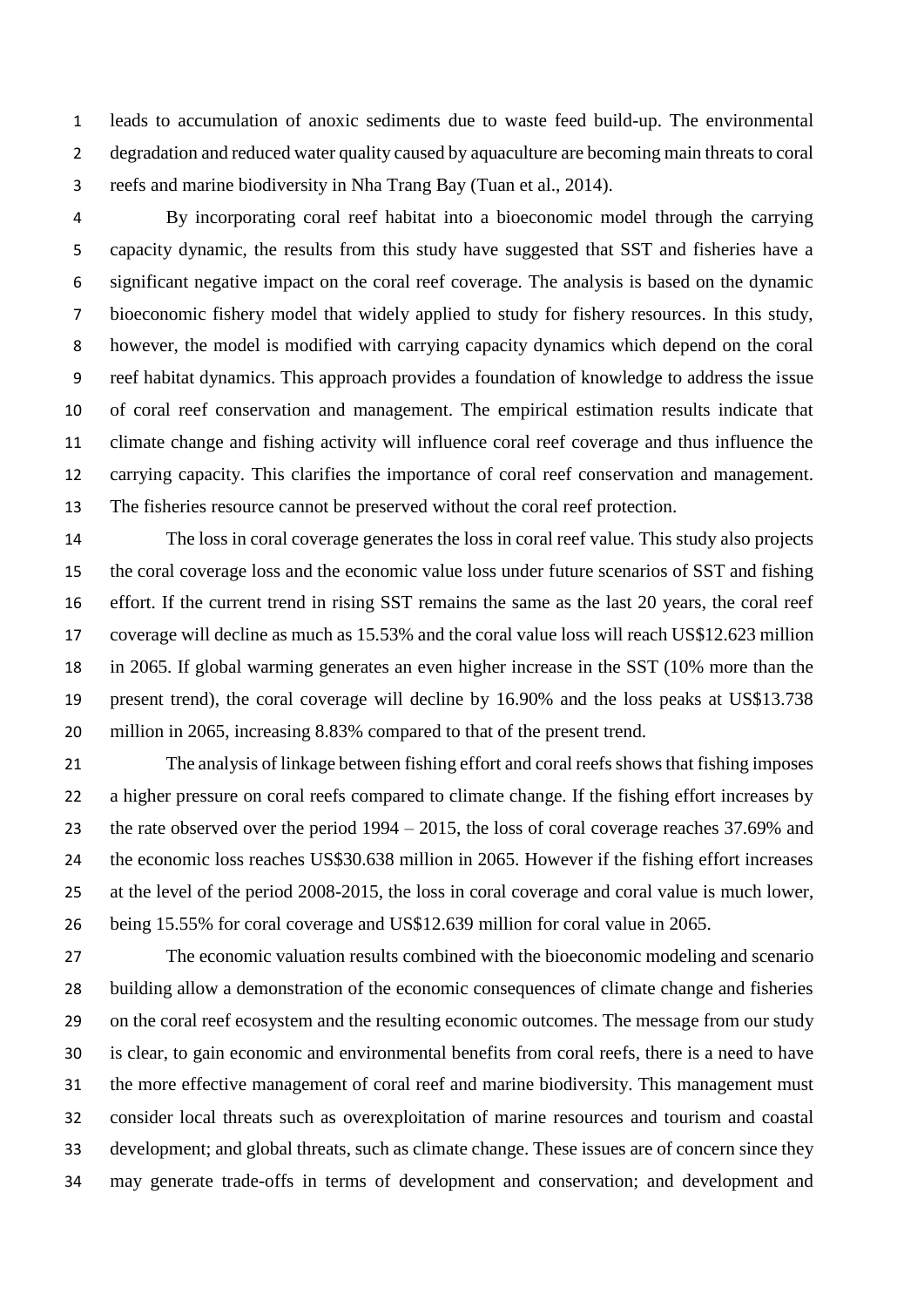leads to accumulation of anoxic sediments due to waste feed build-up. The environmental degradation and reduced water quality caused by aquaculture are becoming main threats to coral reefs and marine biodiversity in Nha Trang Bay (Tuan et al., 2014).

By incorporating coral reef habitat into a bioeconomic model through the carrying capacity dynamic, the results from this study have suggested that SST and fisheries have a significant negative impact on the coral reef coverage. The analysis is based on the dynamic bioeconomic fishery model that widely applied to study for fishery resources. In this study, however, the model is modified with carrying capacity dynamics which depend on the coral reef habitat dynamics. This approach provides a foundation of knowledge to address the issue of coral reef conservation and management. The empirical estimation results indicate that climate change and fishing activity will influence coral reef coverage and thus influence the carrying capacity. This clarifies the importance of coral reef conservation and management. The fisheries resource cannot be preserved without the coral reef protection.

The loss in coral coverage generates the loss in coral reef value. This study also projects the coral coverage loss and the economic value loss under future scenarios of SST and fishing effort. If the current trend in rising SST remains the same as the last 20 years, the coral reef coverage will decline as much as 15.53% and the coral value loss will reach US$12.623 million in 2065. If global warming generates an even higher increase in the SST (10% more than the present trend), the coral coverage will decline by 16.90% and the loss peaks at US$13.738 million in 2065, increasing 8.83% compared to that of the present trend.

The analysis of linkage between fishing effort and coral reefs shows that fishing imposes a higher pressure on coral reefs compared to climate change. If the fishing effort increases by the rate observed over the period 1994 – 2015, the loss of coral coverage reaches 37.69% and the economic loss reaches US$30.638 million in 2065. However if the fishing effort increases at the level of the period 2008-2015, the loss in coral coverage and coral value is much lower, being 15.55% for coral coverage and US$12.639 million for coral value in 2065.

The economic valuation results combined with the bioeconomic modeling and scenario building allow a demonstration of the economic consequences of climate change and fisheries on the coral reef ecosystem and the resulting economic outcomes. The message from our study is clear, to gain economic and environmental benefits from coral reefs, there is a need to have the more effective management of coral reef and marine biodiversity. This management must consider local threats such as overexploitation of marine resources and tourism and coastal development; and global threats, such as climate change. These issues are of concern since they may generate trade-offs in terms of development and conservation; and development and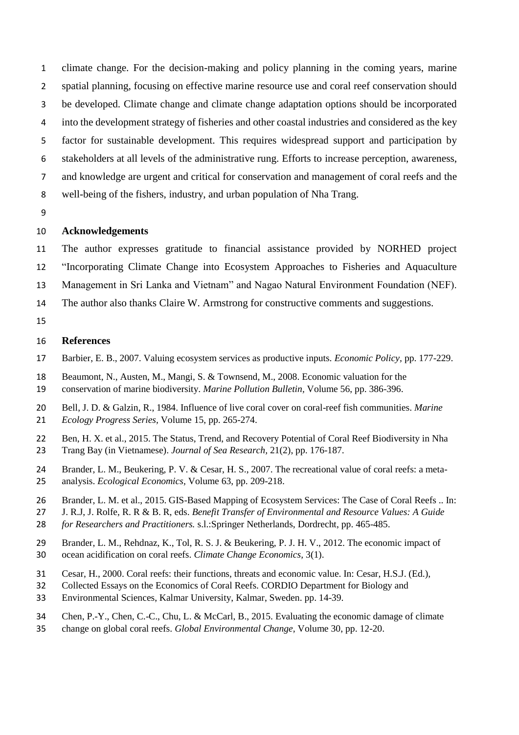climate change. For the decision-making and policy planning in the coming years, marine spatial planning, focusing on effective marine resource use and coral reef conservation should be developed. Climate change and climate change adaptation options should be incorporated into the development strategy of fisheries and other coastal industries and considered as the key factor for sustainable development. This requires widespread support and participation by stakeholders at all levels of the administrative rung. Efforts to increase perception, awareness, and knowledge are urgent and critical for conservation and management of coral reefs and the well-being of the fishers, industry, and urban population of Nha Trang.

## Acknowledgements

The author expresses gratitude to financial assistance provided by NORHED project "Incorporating Climate Change into Ecosystem Approaches to Fisheries and Aquaculture Management in Sri Lanka and Vietnam" and Nagao Natural Environment Foundation (NEF). The author also thanks Claire W. Armstrong for constructive comments and suggestions.

## References

Barbier, E. B., 2007. Valuing ecosystem services as productive inputs. *Economic Policy*, pp. 177-229.

Beaumont, N., Austen, M., Mangi, S. & Townsend, M., 2008. Economic valuation for the conservation of marine biodiversity. *Marine Pollution Bulletin*, Volume 56, pp. 386-396.

Bell, J. D. & Galzin, R., 1984. Influence of live coral cover on coral-reef fish communities. *Marine Ecology Progress Series*, Volume 15, pp. 265-274.

Ben, H. X. et al., 2015. The Status, Trend, and Recovery Potential of Coral Reef Biodiversity in Nha Trang Bay (in Vietnamese). *Journal of Sea Research*, 21(2), pp. 176-187.

Brander, L. M., Beukering, P. V. & Cesar, H. S., 2007. The recreational value of coral reefs: a meta-analysis. *Ecological Economics*, Volume 63, pp. 209-218.

Brander, L. M. et al., 2015. GIS-Based Mapping of Ecosystem Services: The Case of Coral Reefs .. In: J. R.J, J. Rolfe, R. R & B. R, eds. *Benefit Transfer of Environmental and Resource Values: A Guide for Researchers and Practitioners.* s.l.:Springer Netherlands, Dordrecht, pp. 465-485.

Brander, L. M., Rehdnaz, K., Tol, R. S. J. & Beukering, P. J. H. V., 2012. The economic impact of ocean acidification on coral reefs. *Climate Change Economics*, 3(1).

Cesar, H., 2000. Coral reefs: their functions, threats and economic value. In: Cesar, H.S.J. (Ed.), Collected Essays on the Economics of Coral Reefs. CORDIO Department for Biology and Environmental Sciences, Kalmar University, Kalmar, Sweden. pp. 14-39.

Chen, P.-Y., Chen, C.-C., Chu, L. & McCarl, B., 2015. Evaluating the economic damage of climate change on global coral reefs. *Global Environmental Change*, Volume 30, pp. 12-20.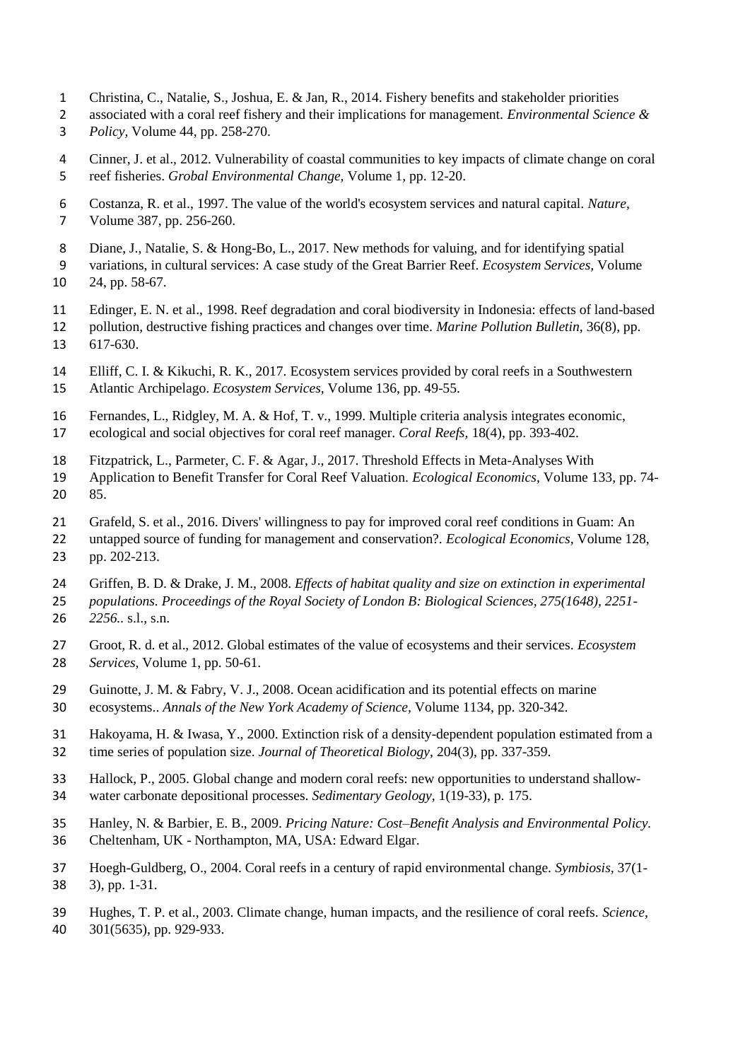Christina, C., Natalie, S., Joshua, E. & Jan, R., 2014. Fishery benefits and stakeholder priorities associated with a coral reef fishery and their implications for management. *Environmental Science & Policy,* Volume 44, pp. 258-270.

Cinner, J. et al., 2012. Vulnerability of coastal communities to key impacts of climate change on coral reef fisheries. *Grobal Environmental Change,* Volume 1, pp. 12-20.

Costanza, R. et al., 1997. The value of the world's ecosystem services and natural capital. *Nature,* Volume 387, pp. 256-260.

Diane, J., Natalie, S. & Hong-Bo, L., 2017. New methods for valuing, and for identifying spatial variations, in cultural services: A case study of the Great Barrier Reef. *Ecosystem Services,* Volume 24, pp. 58-67.

Edinger, E. N. et al., 1998. Reef degradation and coral biodiversity in Indonesia: effects of land-based pollution, destructive fishing practices and changes over time. *Marine Pollution Bulletin,* 36(8), pp. 617-630.

Elliff, C. I. & Kikuchi, R. K., 2017. Ecosystem services provided by coral reefs in a Southwestern Atlantic Archipelago. *Ecosystem Services,* Volume 136, pp. 49-55.

Fernandes, L., Ridgley, M. A. & Hof, T. v., 1999. Multiple criteria analysis integrates economic, ecological and social objectives for coral reef manager. *Coral Reefs,* 18(4), pp. 393-402.

Fitzpatrick, L., Parmeter, C. F. & Agar, J., 2017. Threshold Effects in Meta-Analyses With Application to Benefit Transfer for Coral Reef Valuation. *Ecological Economics,* Volume 133, pp. 74-85.

Grafeld, S. et al., 2016. Divers' willingness to pay for improved coral reef conditions in Guam: An untapped source of funding for management and conservation?. *Ecological Economics,* Volume 128, pp. 202-213.

Griffen, B. D. & Drake, J. M., 2008. *Effects of habitat quality and size on extinction in experimental populations. Proceedings of the Royal Society of London B: Biological Sciences, 275(1648), 2251-2256..* s.l., s.n.

Groot, R. d. et al., 2012. Global estimates of the value of ecosystems and their services. *Ecosystem Services,* Volume 1, pp. 50-61.

Guinotte, J. M. & Fabry, V. J., 2008. Ocean acidification and its potential effects on marine ecosystems.. *Annals of the New York Academy of Science,* Volume 1134, pp. 320-342.

Hakoyama, H. & Iwasa, Y., 2000. Extinction risk of a density-dependent population estimated from a time series of population size. *Journal of Theoretical Biology,* 204(3), pp. 337-359.

Hallock, P., 2005. Global change and modern coral reefs: new opportunities to understand shallow-water carbonate depositional processes. *Sedimentary Geology,* 1(19-33), p. 175.

Hanley, N. & Barbier, E. B., 2009. *Pricing Nature: Cost–Benefit Analysis and Environmental Policy.* Cheltenham, UK - Northampton, MA, USA: Edward Elgar.

Hoegh-Guldberg, O., 2004. Coral reefs in a century of rapid environmental change. *Symbiosis,* 37(1-3), pp. 1-31.

Hughes, T. P. et al., 2003. Climate change, human impacts, and the resilience of coral reefs. *Science,* 301(5635), pp. 929-933.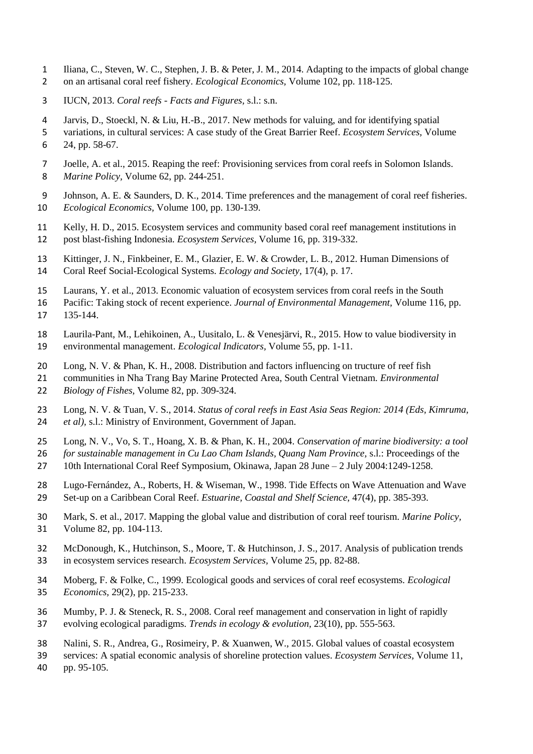Iliana, C., Steven, W. C., Stephen, J. B. & Peter, J. M., 2014. Adapting to the impacts of global change on an artisanal coral reef fishery. *Ecological Economics,* Volume 102, pp. 118-125.

IUCN, 2013. *Coral reefs - Facts and Figures,* s.l.: s.n.

Jarvis, D., Stoeckl, N. & Liu, H.-B., 2017. New methods for valuing, and for identifying spatial variations, in cultural services: A case study of the Great Barrier Reef. *Ecosystem Services,* Volume 24, pp. 58-67.

Joelle, A. et al., 2015. Reaping the reef: Provisioning services from coral reefs in Solomon Islands. *Marine Policy,* Volume 62, pp. 244-251.

Johnson, A. E. & Saunders, D. K., 2014. Time preferences and the management of coral reef fisheries. *Ecological Economics,* Volume 100, pp. 130-139.

Kelly, H. D., 2015. Ecosystem services and community based coral reef management institutions in post blast-fishing Indonesia. *Ecosystem Services,* Volume 16, pp. 319-332.

Kittinger, J. N., Finkbeiner, E. M., Glazier, E. W. & Crowder, L. B., 2012. Human Dimensions of Coral Reef Social-Ecological Systems. *Ecology and Society,* 17(4), p. 17.

Laurans, Y. et al., 2013. Economic valuation of ecosystem services from coral reefs in the South Pacific: Taking stock of recent experience. *Journal of Environmental Management,* Volume 116, pp. 135-144.

Laurila-Pant, M., Lehikoinen, A., Uusitalo, L. & Venesjärvi, R., 2015. How to value biodiversity in environmental management. *Ecological Indicators,* Volume 55, pp. 1-11.

Long, N. V. & Phan, K. H., 2008. Distribution and factors influencing on tructure of reef fish communities in Nha Trang Bay Marine Protected Area, South Central Vietnam. *Environmental Biology of Fishes,* Volume 82, pp. 309-324.

Long, N. V. & Tuan, V. S., 2014. *Status of coral reefs in East Asia Seas Region: 2014 (Eds, Kimruma, et al),* s.l.: Ministry of Environment, Government of Japan.

Long, N. V., Vo, S. T., Hoang, X. B. & Phan, K. H., 2004. *Conservation of marine biodiversity: a tool for sustainable management in Cu Lao Cham Islands, Quang Nam Province,* s.l.: Proceedings of the 10th International Coral Reef Symposium, Okinawa, Japan 28 June – 2 July 2004:1249-1258.

Lugo-Fernández, A., Roberts, H. & Wiseman, W., 1998. Tide Effects on Wave Attenuation and Wave Set-up on a Caribbean Coral Reef. *Estuarine, Coastal and Shelf Science,* 47(4), pp. 385-393.

Mark, S. et al., 2017. Mapping the global value and distribution of coral reef tourism. *Marine Policy,* Volume 82, pp. 104-113.

McDonough, K., Hutchinson, S., Moore, T. & Hutchinson, J. S., 2017. Analysis of publication trends in ecosystem services research. *Ecosystem Services,* Volume 25, pp. 82-88.

Moberg, F. & Folke, C., 1999. Ecological goods and services of coral reef ecosystems. *Ecological Economics,* 29(2), pp. 215-233.

Mumby, P. J. & Steneck, R. S., 2008. Coral reef management and conservation in light of rapidly evolving ecological paradigms. *Trends in ecology & evolution,* 23(10), pp. 555-563.

Nalini, S. R., Andrea, G., Rosimeiry, P. & Xuanwen, W., 2015. Global values of coastal ecosystem services: A spatial economic analysis of shoreline protection values. *Ecosystem Services,* Volume 11, pp. 95-105.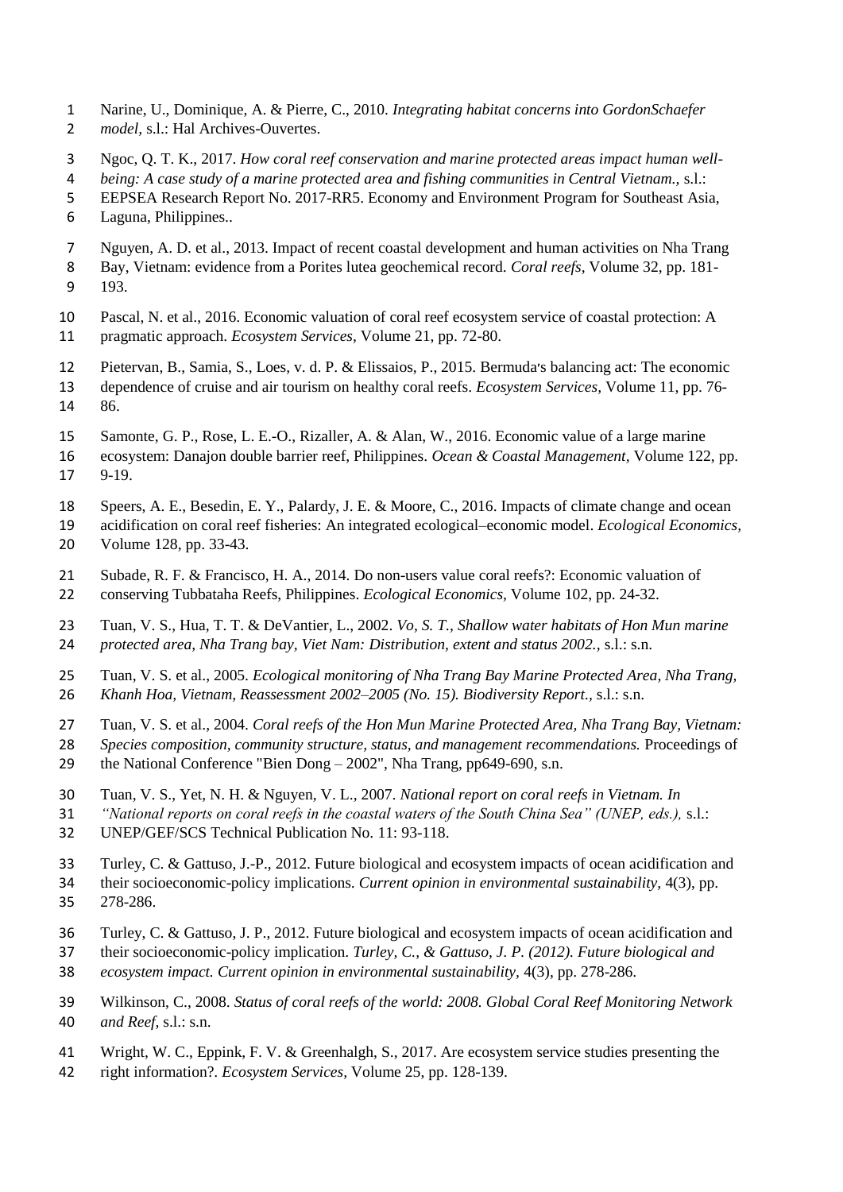Narine, U., Dominique, A. & Pierre, C., 2010. *Integrating habitat concerns into GordonSchaefer model,* s.l.: Hal Archives-Ouvertes.

Ngoc, Q. T. K., 2017. *How coral reef conservation and marine protected areas impact human well-being: A case study of a marine protected area and fishing communities in Central Vietnam.,* s.l.: EEPSEA Research Report No. 2017-RR5. Economy and Environment Program for Southeast Asia, Laguna, Philippines..

Nguyen, A. D. et al., 2013. Impact of recent coastal development and human activities on Nha Trang Bay, Vietnam: evidence from a Porites lutea geochemical record. *Coral reefs,* Volume 32, pp. 181-193.

Pascal, N. et al., 2016. Economic valuation of coral reef ecosystem service of coastal protection: A pragmatic approach. *Ecosystem Services,* Volume 21, pp. 72-80.

Pietervan, B., Samia, S., Loes, v. d. P. & Elissaios, P., 2015. Bermuda's balancing act: The economic dependence of cruise and air tourism on healthy coral reefs. *Ecosystem Services,* Volume 11, pp. 76-86.

Samonte, G. P., Rose, L. E.-O., Rizaller, A. & Alan, W., 2016. Economic value of a large marine ecosystem: Danajon double barrier reef, Philippines. *Ocean & Coastal Management,* Volume 122, pp. 9-19.

Speers, A. E., Besedin, E. Y., Palardy, J. E. & Moore, C., 2016. Impacts of climate change and ocean acidification on coral reef fisheries: An integrated ecological–economic model. *Ecological Economics,* Volume 128, pp. 33-43.

Subade, R. F. & Francisco, H. A., 2014. Do non-users value coral reefs?: Economic valuation of conserving Tubbataha Reefs, Philippines. *Ecological Economics,* Volume 102, pp. 24-32.

Tuan, V. S., Hua, T. T. & DeVantier, L., 2002. *Vo, S. T., Shallow water habitats of Hon Mun marine protected area, Nha Trang bay, Viet Nam: Distribution, extent and status 2002.,* s.l.: s.n.

Tuan, V. S. et al., 2005. *Ecological monitoring of Nha Trang Bay Marine Protected Area, Nha Trang, Khanh Hoa, Vietnam, Reassessment 2002–2005 (No. 15). Biodiversity Report.,* s.l.: s.n.

Tuan, V. S. et al., 2004. *Coral reefs of the Hon Mun Marine Protected Area, Nha Trang Bay, Vietnam: Species composition, community structure, status, and management recommendations.* Proceedings of the National Conference "Bien Dong – 2002", Nha Trang, pp649-690, s.n.

Tuan, V. S., Yet, N. H. & Nguyen, V. L., 2007. *National report on coral reefs in Vietnam. In "National reports on coral reefs in the coastal waters of the South China Sea" (UNEP, eds.),* s.l.: UNEP/GEF/SCS Technical Publication No. 11: 93-118.

Turley, C. & Gattuso, J.-P., 2012. Future biological and ecosystem impacts of ocean acidification and their socioeconomic-policy implications. *Current opinion in environmental sustainability,* 4(3), pp. 278-286.

Turley, C. & Gattuso, J. P., 2012. Future biological and ecosystem impacts of ocean acidification and their socioeconomic-policy implication. *Turley, C., & Gattuso, J. P. (2012). Future biological and ecosystem impact. Current opinion in environmental sustainability,* 4(3), pp. 278-286.

Wilkinson, C., 2008. *Status of coral reefs of the world: 2008. Global Coral Reef Monitoring Network and Reef,* s.l.: s.n.

Wright, W. C., Eppink, F. V. & Greenhalgh, S., 2017. Are ecosystem service studies presenting the right information?. *Ecosystem Services,* Volume 25, pp. 128-139.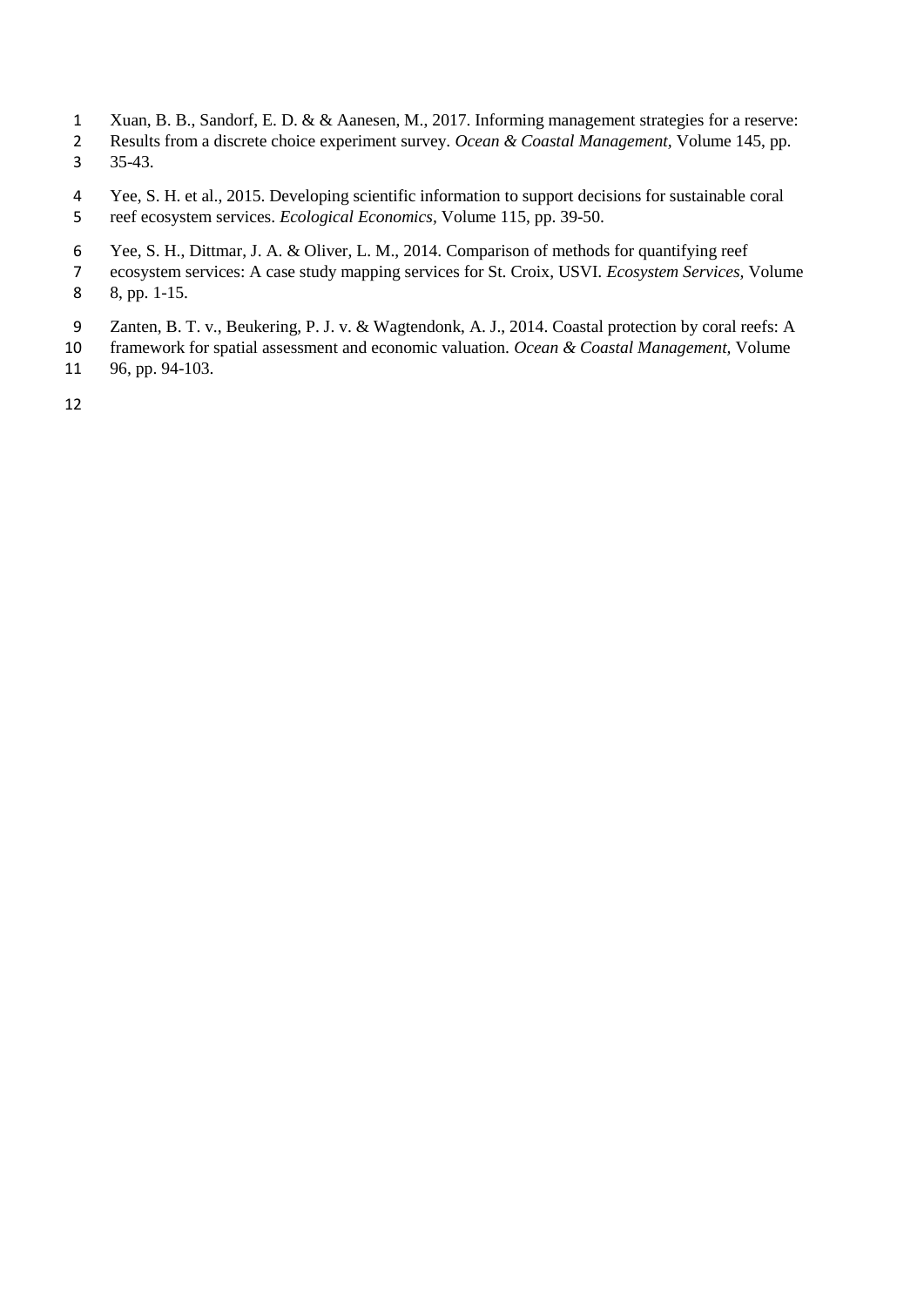Xuan, B. B., Sandorf, E. D. & & Aanesen, M., 2017. Informing management strategies for a reserve: Results from a discrete choice experiment survey. *Ocean & Coastal Management,* Volume 145, pp. 35-43.

Yee, S. H. et al., 2015. Developing scientific information to support decisions for sustainable coral reef ecosystem services. *Ecological Economics,* Volume 115, pp. 39-50.

Yee, S. H., Dittmar, J. A. & Oliver, L. M., 2014. Comparison of methods for quantifying reef ecosystem services: A case study mapping services for St. Croix, USVI. *Ecosystem Services,* Volume 8, pp. 1-15.

Zanten, B. T. v., Beukering, P. J. v. & Wagtendonk, A. J., 2014. Coastal protection by coral reefs: A framework for spatial assessment and economic valuation. *Ocean & Coastal Management,* Volume 96, pp. 94-103.